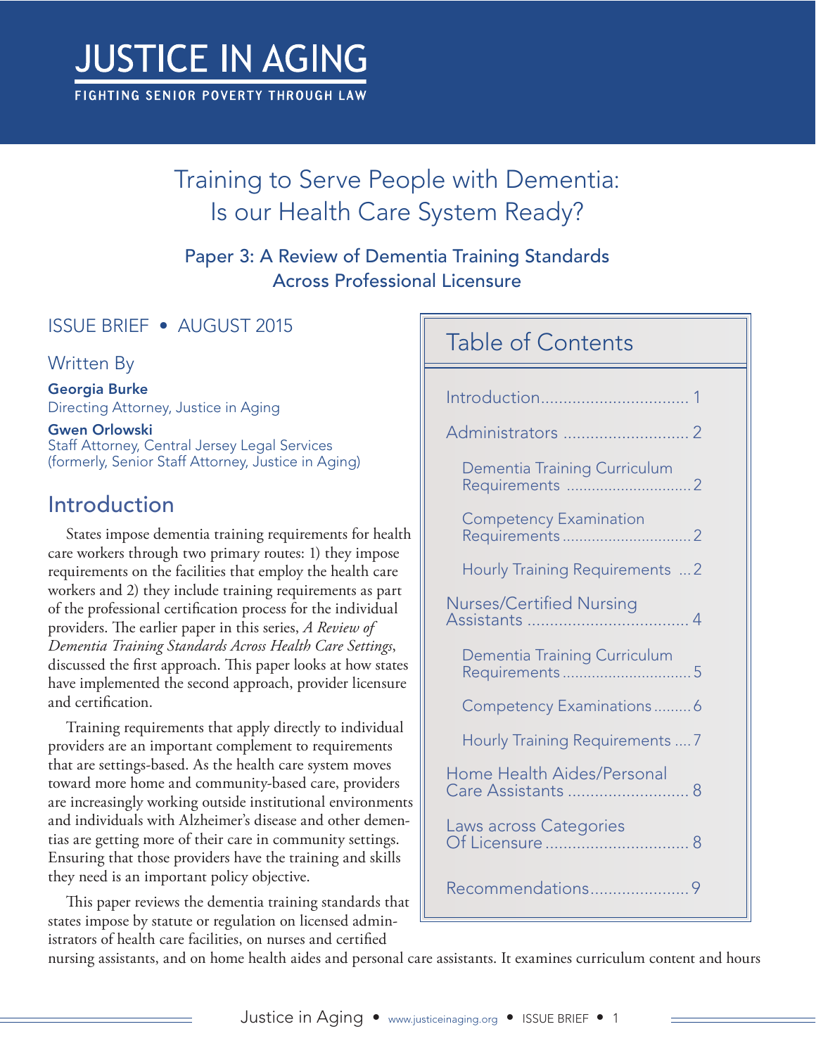# JUSTICE IN AGING

FIGHTING SENIOR POVERTY THROUGH LAW

## Training to Serve People with Dementia: Is our Health Care System Ready?

### Paper 3: A Review of Dementia Training Standards Across Professional Licensure

ISSUE BRIEF • AUGUST 2015

Written By

**Georgia Burke**
Directing Attorney, Justice in Aging

**Gwen Orlowski**
Staff Attorney, Central Jersey Legal Services
(formerly, Senior Staff Attorney, Justice in Aging)

## Table of Contents

- Introduction .......... 1
- Administrators .......... 2
  - Dementia Training Curriculum Requirements .......... 2
  - Competency Examination Requirements .......... 2
  - Hourly Training Requirements .......... 2
- Nurses/Certified Nursing Assistants .......... 4
  - Dementia Training Curriculum Requirements .......... 5
  - Competency Examinations .......... 6
  - Hourly Training Requirements .......... 7
- Home Health Aides/Personal Care Assistants .......... 8
- Laws across Categories Of Licensure .......... 8
- Recommendations .......... 9

## Introduction

States impose dementia training requirements for health care workers through two primary routes: 1) they impose requirements on the facilities that employ the health care workers and 2) they include training requirements as part of the professional certification process for the individual providers. The earlier paper in this series, *A Review of Dementia Training Standards Across Health Care Settings*, discussed the first approach. This paper looks at how states have implemented the second approach, provider licensure and certification.

Training requirements that apply directly to individual providers are an important complement to requirements that are settings-based. As the health care system moves toward more home and community-based care, providers are increasingly working outside institutional environments and individuals with Alzheimer's disease and other dementias are getting more of their care in community settings. Ensuring that those providers have the training and skills they need is an important policy objective.

This paper reviews the dementia training standards that states impose by statute or regulation on licensed administrators of health care facilities, on nurses and certified nursing assistants, and on home health aides and personal care assistants. It examines curriculum content and hours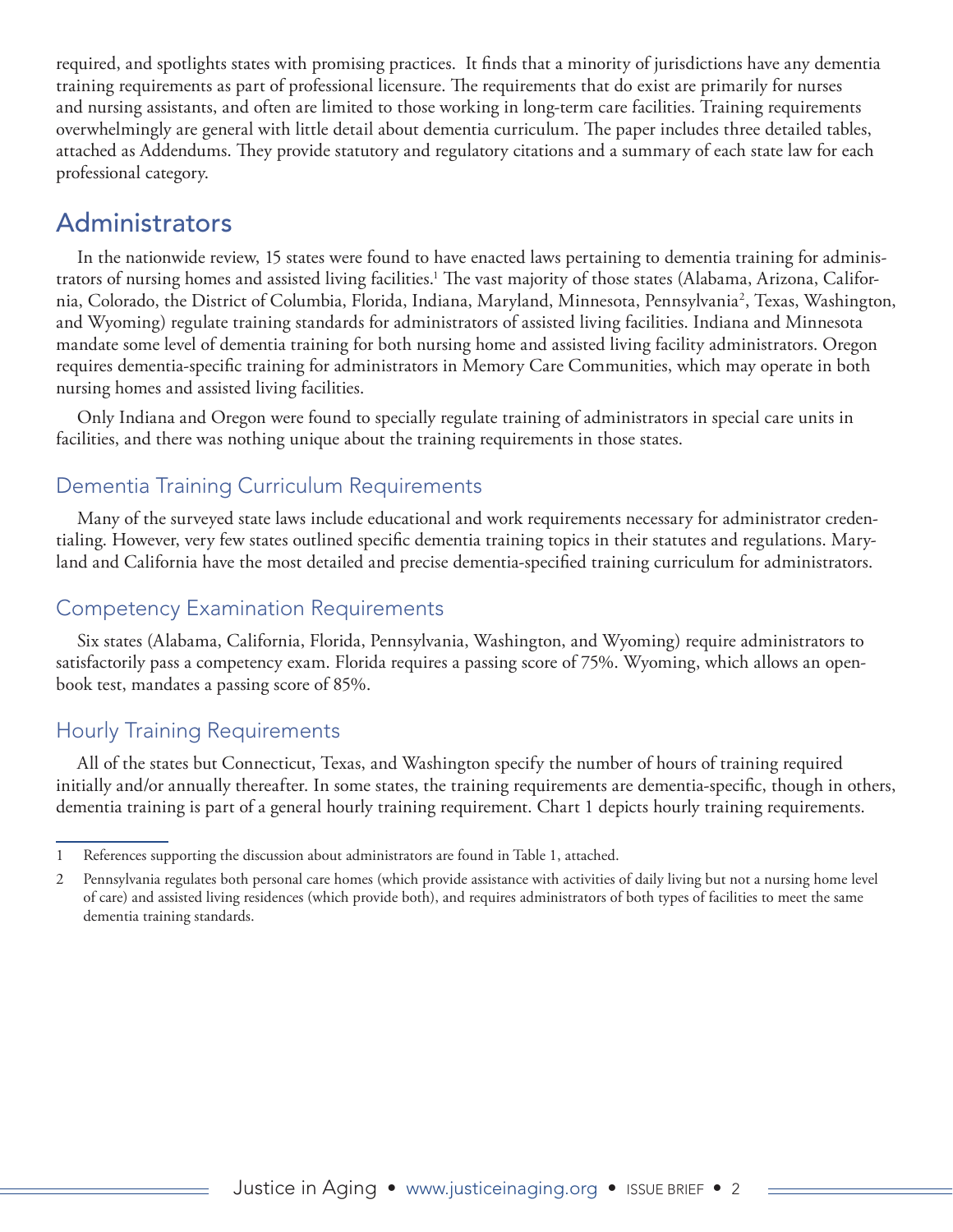required, and spotlights states with promising practices. It finds that a minority of jurisdictions have any dementia training requirements as part of professional licensure. The requirements that do exist are primarily for nurses and nursing assistants, and often are limited to those working in long-term care facilities. Training requirements overwhelmingly are general with little detail about dementia curriculum. The paper includes three detailed tables, attached as Addendums. They provide statutory and regulatory citations and a summary of each state law for each professional category.

## Administrators

In the nationwide review, 15 states were found to have enacted laws pertaining to dementia training for administrators of nursing homes and assisted living facilities.[1] The vast majority of those states (Alabama, Arizona, California, Colorado, the District of Columbia, Florida, Indiana, Maryland, Minnesota, Pennsylvania[2], Texas, Washington, and Wyoming) regulate training standards for administrators of assisted living facilities. Indiana and Minnesota mandate some level of dementia training for both nursing home and assisted living facility administrators. Oregon requires dementia-specific training for administrators in Memory Care Communities, which may operate in both nursing homes and assisted living facilities.

Only Indiana and Oregon were found to specially regulate training of administrators in special care units in facilities, and there was nothing unique about the training requirements in those states.

### Dementia Training Curriculum Requirements

Many of the surveyed state laws include educational and work requirements necessary for administrator credentialing. However, very few states outlined specific dementia training topics in their statutes and regulations. Maryland and California have the most detailed and precise dementia-specified training curriculum for administrators.

### Competency Examination Requirements

Six states (Alabama, California, Florida, Pennsylvania, Washington, and Wyoming) require administrators to satisfactorily pass a competency exam. Florida requires a passing score of 75%. Wyoming, which allows an open-book test, mandates a passing score of 85%.

### Hourly Training Requirements

All of the states but Connecticut, Texas, and Washington specify the number of hours of training required initially and/or annually thereafter. In some states, the training requirements are dementia-specific, though in others, dementia training is part of a general hourly training requirement. Chart 1 depicts hourly training requirements.

---

1 References supporting the discussion about administrators are found in Table 1, attached.

2 Pennsylvania regulates both personal care homes (which provide assistance with activities of daily living but not a nursing home level of care) and assisted living residences (which provide both), and requires administrators of both types of facilities to meet the same dementia training standards.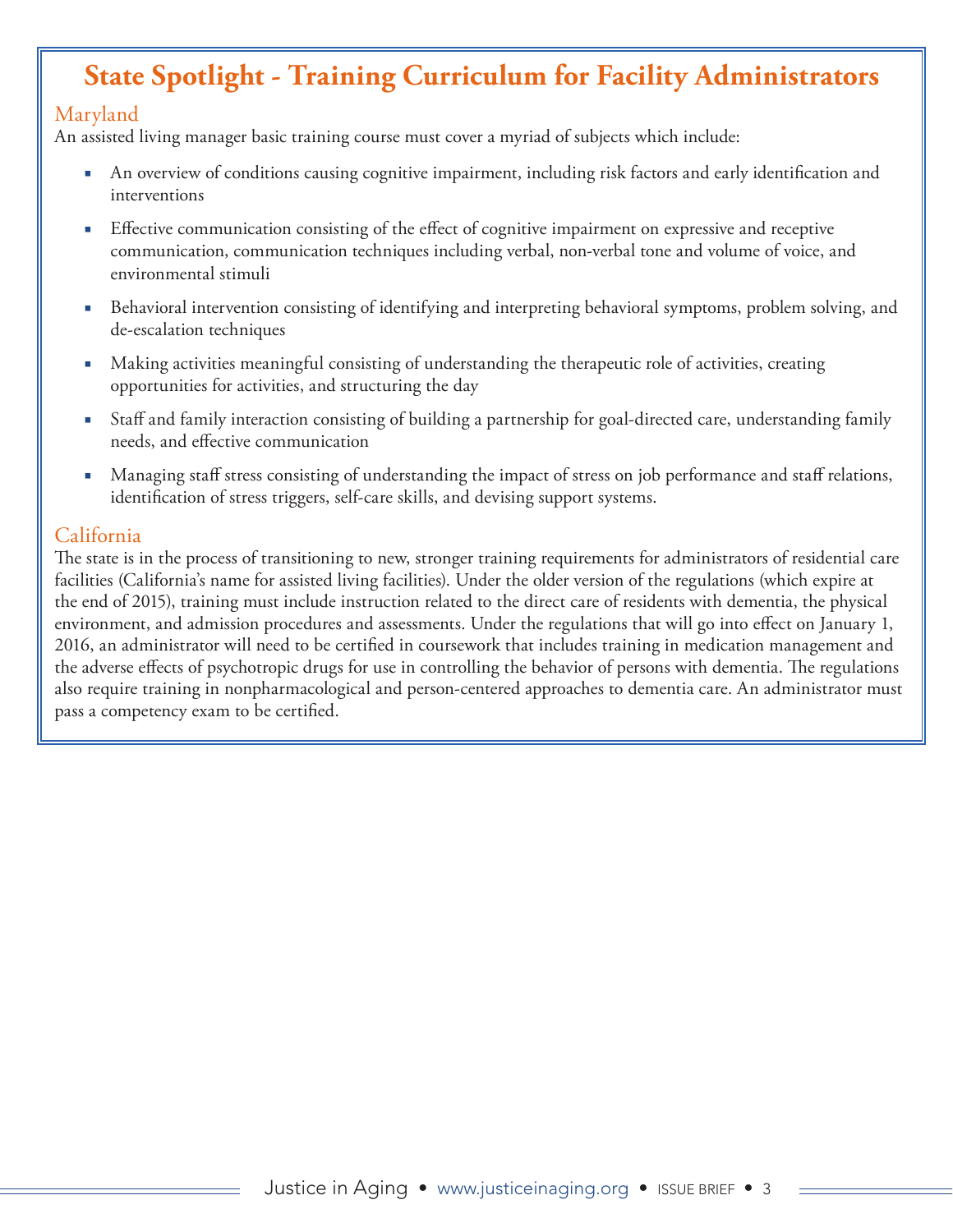## State Spotlight - Training Curriculum for Facility Administrators

### Maryland

An assisted living manager basic training course must cover a myriad of subjects which include:

- An overview of conditions causing cognitive impairment, including risk factors and early identification and interventions
- Effective communication consisting of the effect of cognitive impairment on expressive and receptive communication, communication techniques including verbal, non-verbal tone and volume of voice, and environmental stimuli
- Behavioral intervention consisting of identifying and interpreting behavioral symptoms, problem solving, and de-escalation techniques
- Making activities meaningful consisting of understanding the therapeutic role of activities, creating opportunities for activities, and structuring the day
- Staff and family interaction consisting of building a partnership for goal-directed care, understanding family needs, and effective communication
- Managing staff stress consisting of understanding the impact of stress on job performance and staff relations, identification of stress triggers, self-care skills, and devising support systems.

### California

The state is in the process of transitioning to new, stronger training requirements for administrators of residential care facilities (California's name for assisted living facilities). Under the older version of the regulations (which expire at the end of 2015), training must include instruction related to the direct care of residents with dementia, the physical environment, and admission procedures and assessments. Under the regulations that will go into effect on January 1, 2016, an administrator will need to be certified in coursework that includes training in medication management and the adverse effects of psychotropic drugs for use in controlling the behavior of persons with dementia. The regulations also require training in nonpharmacological and person-centered approaches to dementia care. An administrator must pass a competency exam to be certified.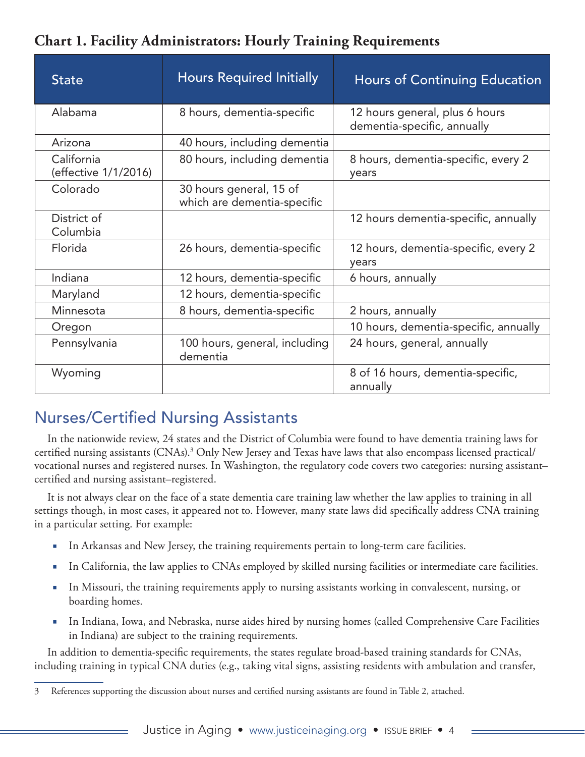**Chart 1. Facility Administrators: Hourly Training Requirements**

| State | Hours Required Initially | Hours of Continuing Education |
|---|---|---|
| Alabama | 8 hours, dementia-specific | 12 hours general, plus 6 hours dementia-specific, annually |
| Arizona | 40 hours, including dementia | |
| California (effective 1/1/2016) | 80 hours, including dementia | 8 hours, dementia-specific, every 2 years |
| Colorado | 30 hours general, 15 of which are dementia-specific | |
| District of Columbia | | 12 hours dementia-specific, annually |
| Florida | 26 hours, dementia-specific | 12 hours, dementia-specific, every 2 years |
| Indiana | 12 hours, dementia-specific | 6 hours, annually |
| Maryland | 12 hours, dementia-specific | |
| Minnesota | 8 hours, dementia-specific | 2 hours, annually |
| Oregon | | 10 hours, dementia-specific, annually |
| Pennsylvania | 100 hours, general, including dementia | 24 hours, general, annually |
| Wyoming | | 8 of 16 hours, dementia-specific, annually |

## Nurses/Certified Nursing Assistants

In the nationwide review, 24 states and the District of Columbia were found to have dementia training laws for certified nursing assistants (CNAs).[3] Only New Jersey and Texas have laws that also encompass licensed practical/vocational nurses and registered nurses. In Washington, the regulatory code covers two categories: nursing assistant–certified and nursing assistant–registered.

It is not always clear on the face of a state dementia care training law whether the law applies to training in all settings though, in most cases, it appeared not to. However, many state laws did specifically address CNA training in a particular setting. For example:

- In Arkansas and New Jersey, the training requirements pertain to long-term care facilities.
- In California, the law applies to CNAs employed by skilled nursing facilities or intermediate care facilities.
- In Missouri, the training requirements apply to nursing assistants working in convalescent, nursing, or boarding homes.
- In Indiana, Iowa, and Nebraska, nurse aides hired by nursing homes (called Comprehensive Care Facilities in Indiana) are subject to the training requirements.

In addition to dementia-specific requirements, the states regulate broad-based training standards for CNAs, including training in typical CNA duties (e.g., taking vital signs, assisting residents with ambulation and transfer,

3 References supporting the discussion about nurses and certified nursing assistants are found in Table 2, attached.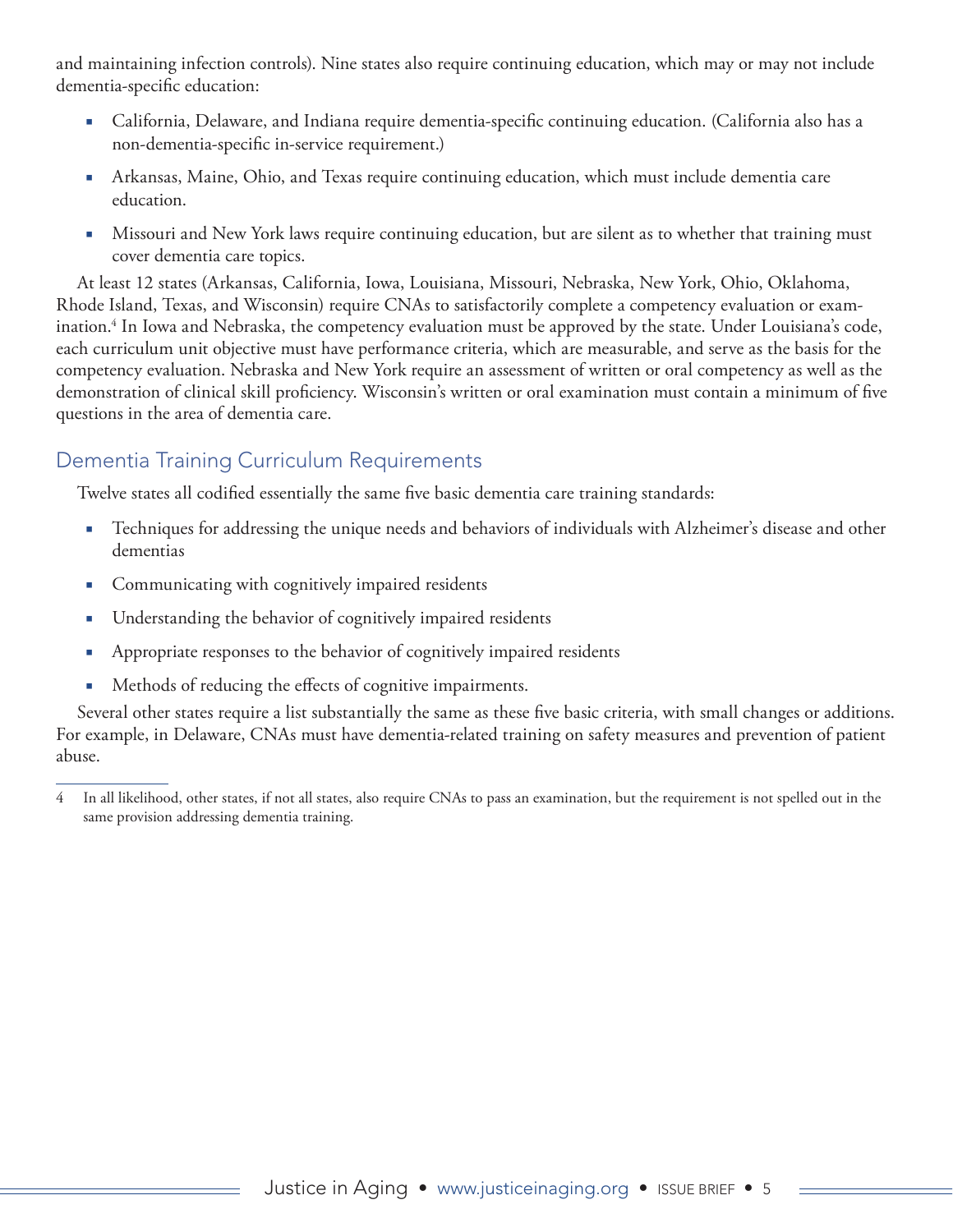and maintaining infection controls). Nine states also require continuing education, which may or may not include dementia-specific education:

- California, Delaware, and Indiana require dementia-specific continuing education. (California also has a non-dementia-specific in-service requirement.)
- Arkansas, Maine, Ohio, and Texas require continuing education, which must include dementia care education.
- Missouri and New York laws require continuing education, but are silent as to whether that training must cover dementia care topics.

At least 12 states (Arkansas, California, Iowa, Louisiana, Missouri, Nebraska, New York, Ohio, Oklahoma, Rhode Island, Texas, and Wisconsin) require CNAs to satisfactorily complete a competency evaluation or examination.[4] In Iowa and Nebraska, the competency evaluation must be approved by the state. Under Louisiana's code, each curriculum unit objective must have performance criteria, which are measurable, and serve as the basis for the competency evaluation. Nebraska and New York require an assessment of written or oral competency as well as the demonstration of clinical skill proficiency. Wisconsin's written or oral examination must contain a minimum of five questions in the area of dementia care.

## Dementia Training Curriculum Requirements

Twelve states all codified essentially the same five basic dementia care training standards:

- Techniques for addressing the unique needs and behaviors of individuals with Alzheimer's disease and other dementias
- Communicating with cognitively impaired residents
- Understanding the behavior of cognitively impaired residents
- Appropriate responses to the behavior of cognitively impaired residents
- Methods of reducing the effects of cognitive impairments.

Several other states require a list substantially the same as these five basic criteria, with small changes or additions. For example, in Delaware, CNAs must have dementia-related training on safety measures and prevention of patient abuse.

---

4 In all likelihood, other states, if not all states, also require CNAs to pass an examination, but the requirement is not spelled out in the same provision addressing dementia training.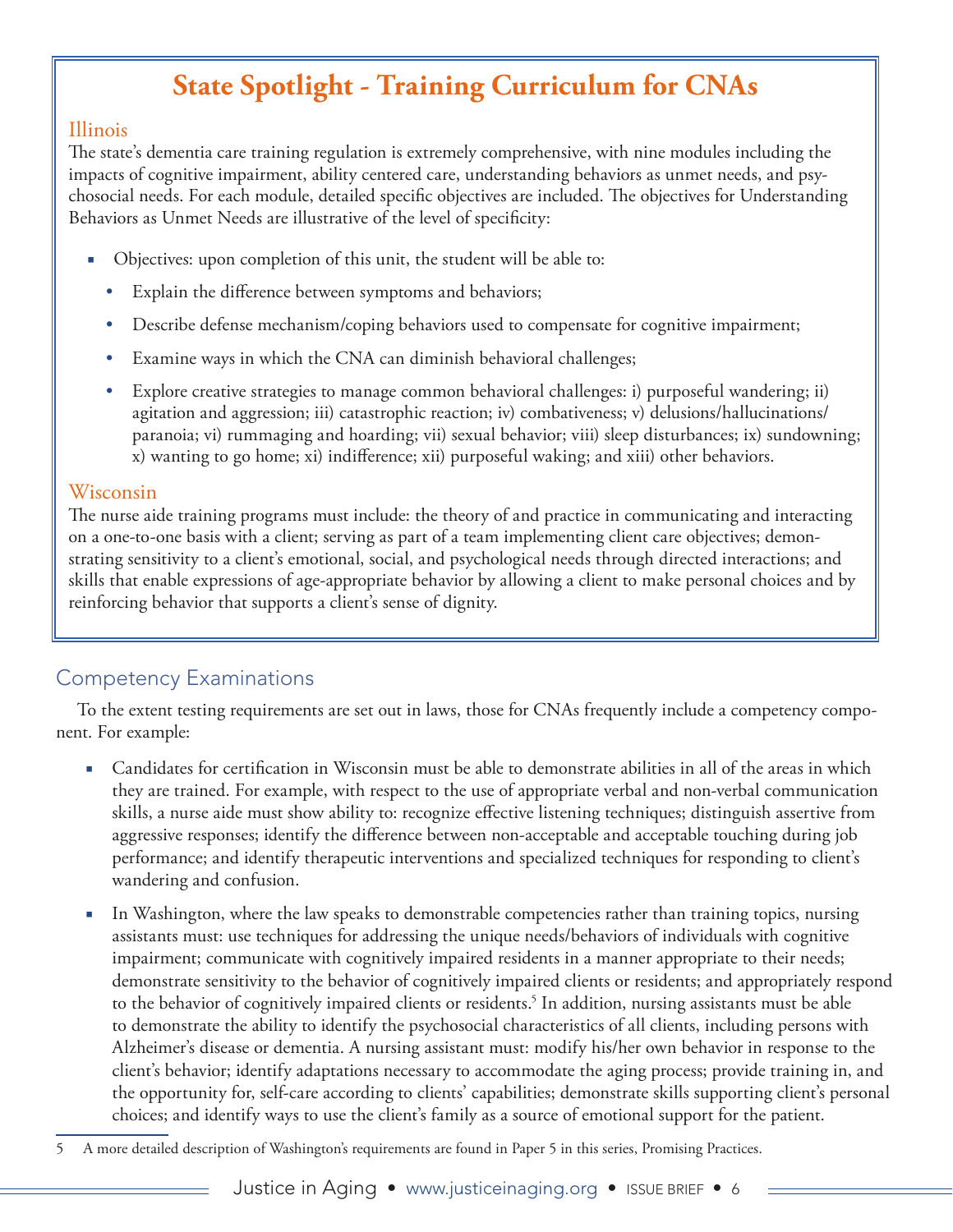## State Spotlight - Training Curriculum for CNAs

### Illinois

The state's dementia care training regulation is extremely comprehensive, with nine modules including the impacts of cognitive impairment, ability centered care, understanding behaviors as unmet needs, and psychosocial needs. For each module, detailed specific objectives are included. The objectives for Understanding Behaviors as Unmet Needs are illustrative of the level of specificity:

- Objectives: upon completion of this unit, the student will be able to:
  - Explain the difference between symptoms and behaviors;
  - Describe defense mechanism/coping behaviors used to compensate for cognitive impairment;
  - Examine ways in which the CNA can diminish behavioral challenges;
  - Explore creative strategies to manage common behavioral challenges: i) purposeful wandering; ii) agitation and aggression; iii) catastrophic reaction; iv) combativeness; v) delusions/hallucinations/ paranoia; vi) rummaging and hoarding; vii) sexual behavior; viii) sleep disturbances; ix) sundowning; x) wanting to go home; xi) indifference; xii) purposeful waking; and xiii) other behaviors.

### Wisconsin

The nurse aide training programs must include: the theory of and practice in communicating and interacting on a one-to-one basis with a client; serving as part of a team implementing client care objectives; demonstrating sensitivity to a client's emotional, social, and psychological needs through directed interactions; and skills that enable expressions of age-appropriate behavior by allowing a client to make personal choices and by reinforcing behavior that supports a client's sense of dignity.

## Competency Examinations

To the extent testing requirements are set out in laws, those for CNAs frequently include a competency component. For example:

- Candidates for certification in Wisconsin must be able to demonstrate abilities in all of the areas in which they are trained. For example, with respect to the use of appropriate verbal and non-verbal communication skills, a nurse aide must show ability to: recognize effective listening techniques; distinguish assertive from aggressive responses; identify the difference between non-acceptable and acceptable touching during job performance; and identify therapeutic interventions and specialized techniques for responding to client's wandering and confusion.
- In Washington, where the law speaks to demonstrable competencies rather than training topics, nursing assistants must: use techniques for addressing the unique needs/behaviors of individuals with cognitive impairment; communicate with cognitively impaired residents in a manner appropriate to their needs; demonstrate sensitivity to the behavior of cognitively impaired clients or residents; and appropriately respond to the behavior of cognitively impaired clients or residents.[5] In addition, nursing assistants must be able to demonstrate the ability to identify the psychosocial characteristics of all clients, including persons with Alzheimer's disease or dementia. A nursing assistant must: modify his/her own behavior in response to the client's behavior; identify adaptations necessary to accommodate the aging process; provide training in, and the opportunity for, self-care according to clients' capabilities; demonstrate skills supporting client's personal choices; and identify ways to use the client's family as a source of emotional support for the patient.

---

5 A more detailed description of Washington's requirements are found in Paper 5 in this series, Promising Practices.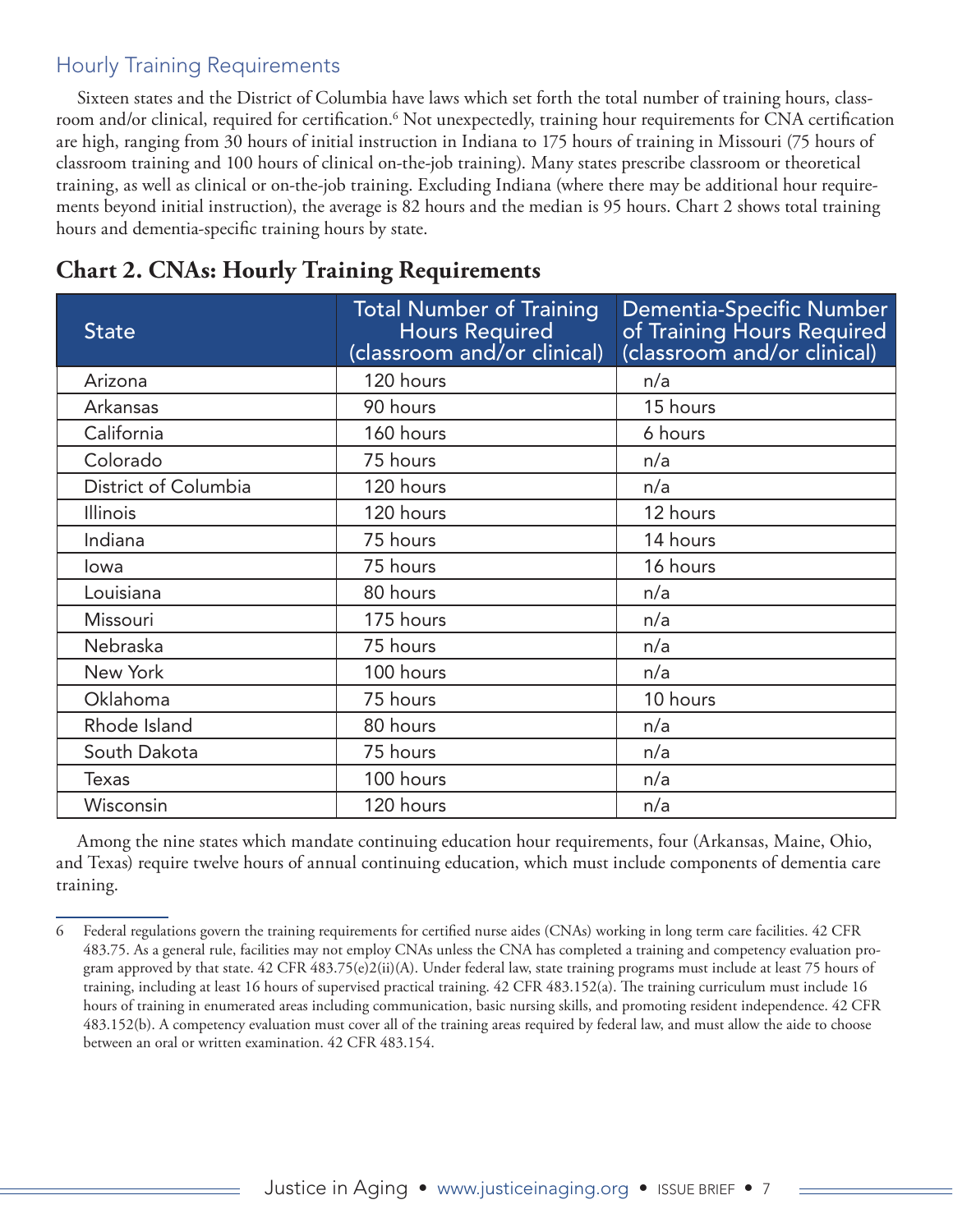## Hourly Training Requirements

Sixteen states and the District of Columbia have laws which set forth the total number of training hours, classroom and/or clinical, required for certification.[6] Not unexpectedly, training hour requirements for CNA certification are high, ranging from 30 hours of initial instruction in Indiana to 175 hours of training in Missouri (75 hours of classroom training and 100 hours of clinical on-the-job training). Many states prescribe classroom or theoretical training, as well as clinical or on-the-job training. Excluding Indiana (where there may be additional hour requirements beyond initial instruction), the average is 82 hours and the median is 95 hours. Chart 2 shows total training hours and dementia-specific training hours by state.

## Chart 2. CNAs: Hourly Training Requirements

| State | Total Number of Training Hours Required (classroom and/or clinical) | Dementia-Specific Number of Training Hours Required (classroom and/or clinical) |
|---|---|---|
| Arizona | 120 hours | n/a |
| Arkansas | 90 hours | 15 hours |
| California | 160 hours | 6 hours |
| Colorado | 75 hours | n/a |
| District of Columbia | 120 hours | n/a |
| Illinois | 120 hours | 12 hours |
| Indiana | 75 hours | 14 hours |
| Iowa | 75 hours | 16 hours |
| Louisiana | 80 hours | n/a |
| Missouri | 175 hours | n/a |
| Nebraska | 75 hours | n/a |
| New York | 100 hours | n/a |
| Oklahoma | 75 hours | 10 hours |
| Rhode Island | 80 hours | n/a |
| South Dakota | 75 hours | n/a |
| Texas | 100 hours | n/a |
| Wisconsin | 120 hours | n/a |

Among the nine states which mandate continuing education hour requirements, four (Arkansas, Maine, Ohio, and Texas) require twelve hours of annual continuing education, which must include components of dementia care training.

---

6 Federal regulations govern the training requirements for certified nurse aides (CNAs) working in long term care facilities. 42 CFR 483.75. As a general rule, facilities may not employ CNAs unless the CNA has completed a training and competency evaluation program approved by that state. 42 CFR 483.75(e)2(ii)(A). Under federal law, state training programs must include at least 75 hours of training, including at least 16 hours of supervised practical training. 42 CFR 483.152(a). The training curriculum must include 16 hours of training in enumerated areas including communication, basic nursing skills, and promoting resident independence. 42 CFR 483.152(b). A competency evaluation must cover all of the training areas required by federal law, and must allow the aide to choose between an oral or written examination. 42 CFR 483.154.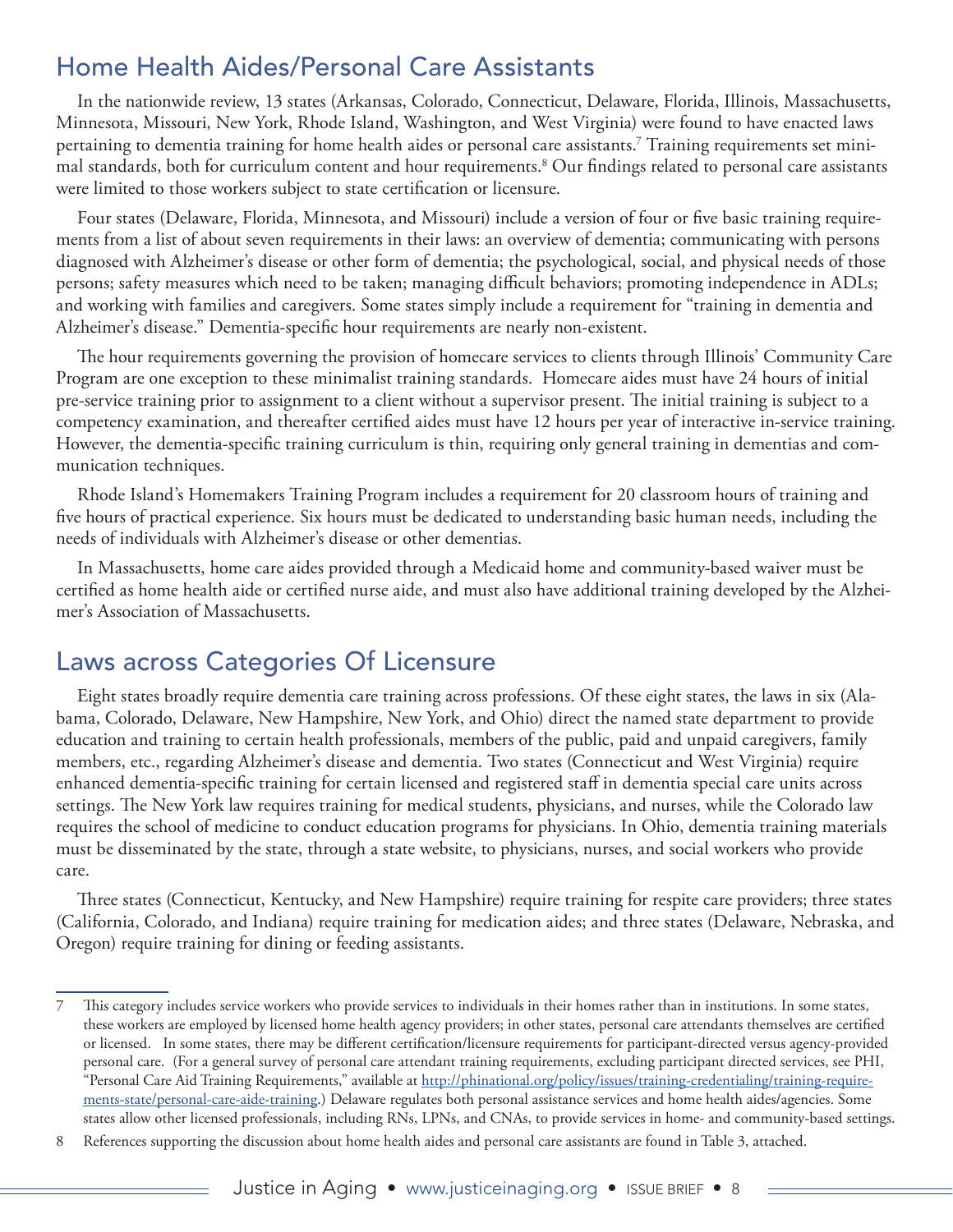## Home Health Aides/Personal Care Assistants

In the nationwide review, 13 states (Arkansas, Colorado, Connecticut, Delaware, Florida, Illinois, Massachusetts, Minnesota, Missouri, New York, Rhode Island, Washington, and West Virginia) were found to have enacted laws pertaining to dementia training for home health aides or personal care assistants.[7] Training requirements set minimal standards, both for curriculum content and hour requirements.[8] Our findings related to personal care assistants were limited to those workers subject to state certification or licensure.

Four states (Delaware, Florida, Minnesota, and Missouri) include a version of four or five basic training requirements from a list of about seven requirements in their laws: an overview of dementia; communicating with persons diagnosed with Alzheimer's disease or other form of dementia; the psychological, social, and physical needs of those persons; safety measures which need to be taken; managing difficult behaviors; promoting independence in ADLs; and working with families and caregivers. Some states simply include a requirement for "training in dementia and Alzheimer's disease." Dementia-specific hour requirements are nearly non-existent.

The hour requirements governing the provision of homecare services to clients through Illinois' Community Care Program are one exception to these minimalist training standards. Homecare aides must have 24 hours of initial pre-service training prior to assignment to a client without a supervisor present. The initial training is subject to a competency examination, and thereafter certified aides must have 12 hours per year of interactive in-service training. However, the dementia-specific training curriculum is thin, requiring only general training in dementias and communication techniques.

Rhode Island's Homemakers Training Program includes a requirement for 20 classroom hours of training and five hours of practical experience. Six hours must be dedicated to understanding basic human needs, including the needs of individuals with Alzheimer's disease or other dementias.

In Massachusetts, home care aides provided through a Medicaid home and community-based waiver must be certified as home health aide or certified nurse aide, and must also have additional training developed by the Alzheimer's Association of Massachusetts.

## Laws across Categories Of Licensure

Eight states broadly require dementia care training across professions. Of these eight states, the laws in six (Alabama, Colorado, Delaware, New Hampshire, New York, and Ohio) direct the named state department to provide education and training to certain health professionals, members of the public, paid and unpaid caregivers, family members, etc., regarding Alzheimer's disease and dementia. Two states (Connecticut and West Virginia) require enhanced dementia-specific training for certain licensed and registered staff in dementia special care units across settings. The New York law requires training for medical students, physicians, and nurses, while the Colorado law requires the school of medicine to conduct education programs for physicians. In Ohio, dementia training materials must be disseminated by the state, through a state website, to physicians, nurses, and social workers who provide care.

Three states (Connecticut, Kentucky, and New Hampshire) require training for respite care providers; three states (California, Colorado, and Indiana) require training for medication aides; and three states (Delaware, Nebraska, and Oregon) require training for dining or feeding assistants.

---

7 This category includes service workers who provide services to individuals in their homes rather than in institutions. In some states, these workers are employed by licensed home health agency providers; in other states, personal care attendants themselves are certified or licensed. In some states, there may be different certification/licensure requirements for participant-directed versus agency-provided personal care. (For a general survey of personal care attendant training requirements, excluding participant directed services, see PHI, "Personal Care Aid Training Requirements," available at [http://phinational.org/policy/issues/training-credentialing/training-requirements-state/personal-care-aide-training](http://phinational.org/policy/issues/training-credentialing/training-requirements-state/personal-care-aide-training).) Delaware regulates both personal assistance services and home health aides/agencies. Some states allow other licensed professionals, including RNs, LPNs, and CNAs, to provide services in home- and community-based settings.

8 References supporting the discussion about home health aides and personal care assistants are found in Table 3, attached.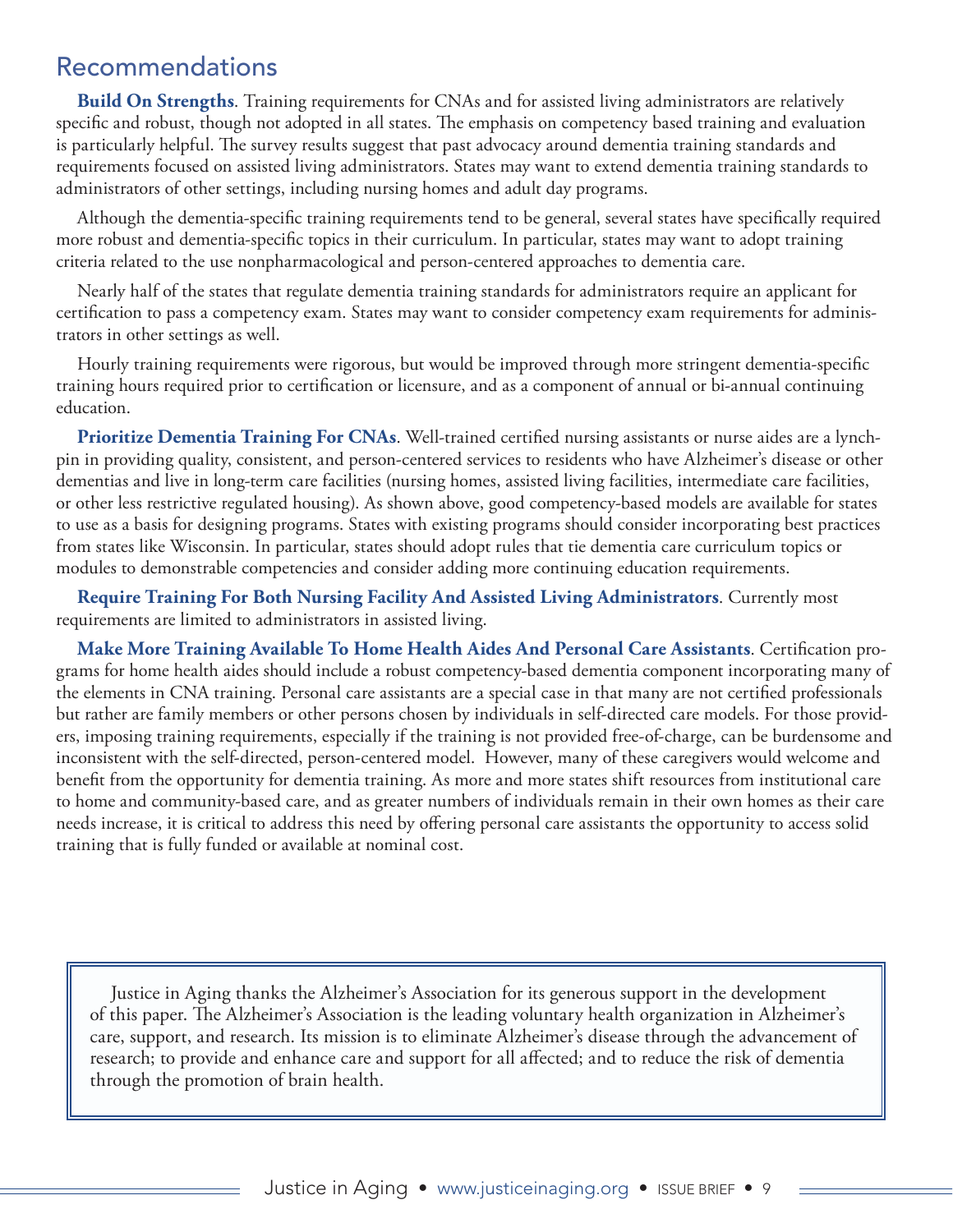## Recommendations

**Build On Strengths**. Training requirements for CNAs and for assisted living administrators are relatively specific and robust, though not adopted in all states. The emphasis on competency based training and evaluation is particularly helpful. The survey results suggest that past advocacy around dementia training standards and requirements focused on assisted living administrators. States may want to extend dementia training standards to administrators of other settings, including nursing homes and adult day programs.

Although the dementia-specific training requirements tend to be general, several states have specifically required more robust and dementia-specific topics in their curriculum. In particular, states may want to adopt training criteria related to the use nonpharmacological and person-centered approaches to dementia care.

Nearly half of the states that regulate dementia training standards for administrators require an applicant for certification to pass a competency exam. States may want to consider competency exam requirements for administrators in other settings as well.

Hourly training requirements were rigorous, but would be improved through more stringent dementia-specific training hours required prior to certification or licensure, and as a component of annual or bi-annual continuing education.

**Prioritize Dementia Training For CNAs**. Well-trained certified nursing assistants or nurse aides are a lynchpin in providing quality, consistent, and person-centered services to residents who have Alzheimer's disease or other dementias and live in long-term care facilities (nursing homes, assisted living facilities, intermediate care facilities, or other less restrictive regulated housing). As shown above, good competency-based models are available for states to use as a basis for designing programs. States with existing programs should consider incorporating best practices from states like Wisconsin. In particular, states should adopt rules that tie dementia care curriculum topics or modules to demonstrable competencies and consider adding more continuing education requirements.

**Require Training For Both Nursing Facility And Assisted Living Administrators**. Currently most requirements are limited to administrators in assisted living.

**Make More Training Available To Home Health Aides And Personal Care Assistants**. Certification programs for home health aides should include a robust competency-based dementia component incorporating many of the elements in CNA training. Personal care assistants are a special case in that many are not certified professionals but rather are family members or other persons chosen by individuals in self-directed care models. For those providers, imposing training requirements, especially if the training is not provided free-of-charge, can be burdensome and inconsistent with the self-directed, person-centered model. However, many of these caregivers would welcome and benefit from the opportunity for dementia training. As more and more states shift resources from institutional care to home and community-based care, and as greater numbers of individuals remain in their own homes as their care needs increase, it is critical to address this need by offering personal care assistants the opportunity to access solid training that is fully funded or available at nominal cost.

Justice in Aging thanks the Alzheimer's Association for its generous support in the development of this paper. The Alzheimer's Association is the leading voluntary health organization in Alzheimer's care, support, and research. Its mission is to eliminate Alzheimer's disease through the advancement of research; to provide and enhance care and support for all affected; and to reduce the risk of dementia through the promotion of brain health.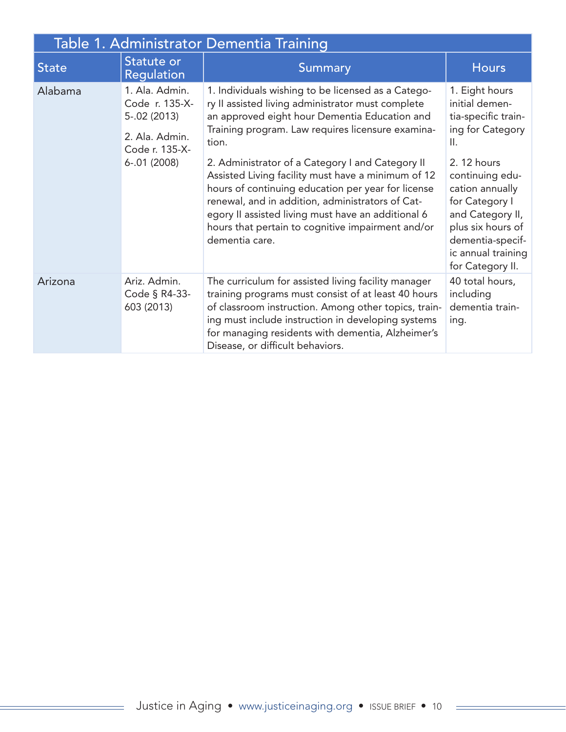| Table 1. Administrator Dementia Training | | | |
|---|---|---|---|
| **State** | **Statute or Regulation** | **Summary** | **Hours** |
| Alabama | 1. Ala. Admin. Code r. 135-X-5-.02 (2013)<br><br>2. Ala. Admin. Code r. 135-X-6-.01 (2008) | 1. Individuals wishing to be licensed as a Category II assisted living administrator must complete an approved eight hour Dementia Education and Training program. Law requires licensure examination.<br><br>2. Administrator of a Category I and Category II Assisted Living facility must have a minimum of 12 hours of continuing education per year for license renewal, and in addition, administrators of Category II assisted living must have an additional 6 hours that pertain to cognitive impairment and/or dementia care. | 1. Eight hours initial dementia-specific training for Category II.<br><br>2. 12 hours continuing education annually for Category I and Category II, plus six hours of dementia-specific annual training for Category II. |
| Arizona | Ariz. Admin. Code § R4-33-603 (2013) | The curriculum for assisted living facility manager training programs must consist of at least 40 hours of classroom instruction. Among other topics, training must include instruction in developing systems for managing residents with dementia, Alzheimer's Disease, or difficult behaviors. | 40 total hours, including dementia training. |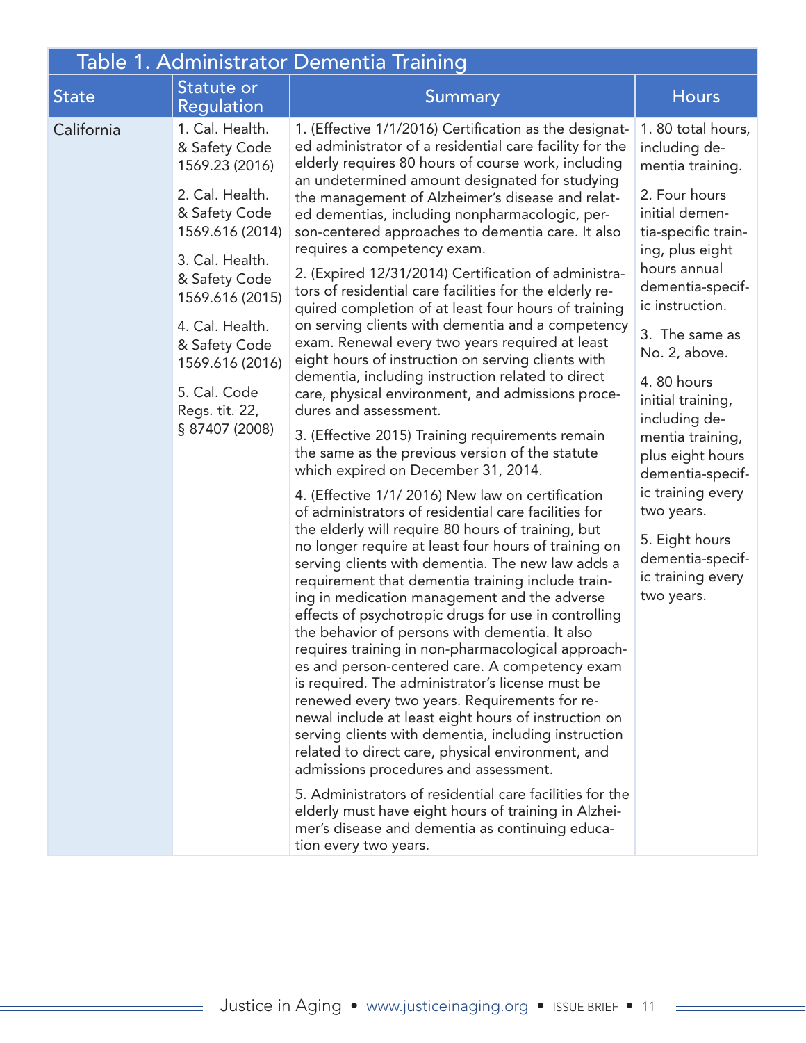## Table 1. Administrator Dementia Training

| State | Statute or Regulation | Summary | Hours |
|---|---|---|---|
| California | 1. Cal. Health. & Safety Code 1569.23 (2016)<br><br>2. Cal. Health. & Safety Code 1569.616 (2014)<br><br>3. Cal. Health. & Safety Code 1569.616 (2015)<br><br>4. Cal. Health. & Safety Code 1569.616 (2016)<br><br>5. Cal. Code Regs. tit. 22, § 87407 (2008) | 1. (Effective 1/1/2016) Certification as the designated administrator of a residential care facility for the elderly requires 80 hours of course work, including an undetermined amount designated for studying the management of Alzheimer's disease and related dementias, including nonpharmacologic, person-centered approaches to dementia care. It also requires a competency exam.<br><br>2. (Expired 12/31/2014) Certification of administrators of residential care facilities for the elderly required completion of at least four hours of training on serving clients with dementia and a competency exam. Renewal every two years required at least eight hours of instruction on serving clients with dementia, including instruction related to direct care, physical environment, and admissions procedures and assessment.<br><br>3. (Effective 2015) Training requirements remain the same as the previous version of the statute which expired on December 31, 2014.<br><br>4. (Effective 1/1/ 2016) New law on certification of administrators of residential care facilities for the elderly will require 80 hours of training, but no longer require at least four hours of training on serving clients with dementia. The new law adds a requirement that dementia training include training in medication management and the adverse effects of psychotropic drugs for use in controlling the behavior of persons with dementia. It also requires training in non-pharmacological approaches and person-centered care. A competency exam is required. The administrator's license must be renewed every two years. Requirements for renewal include at least eight hours of instruction on serving clients with dementia, including instruction related to direct care, physical environment, and admissions procedures and assessment.<br><br>5. Administrators of residential care facilities for the elderly must have eight hours of training in Alzheimer's disease and dementia as continuing education every two years. | 1. 80 total hours, including dementia training.<br><br>2. Four hours initial dementia-specific training, plus eight hours annual dementia-specific instruction.<br><br>3. The same as No. 2, above.<br><br>4. 80 hours initial training, including dementia training, plus eight hours dementia-specific training every two years.<br><br>5. Eight hours dementia-specific training every two years. |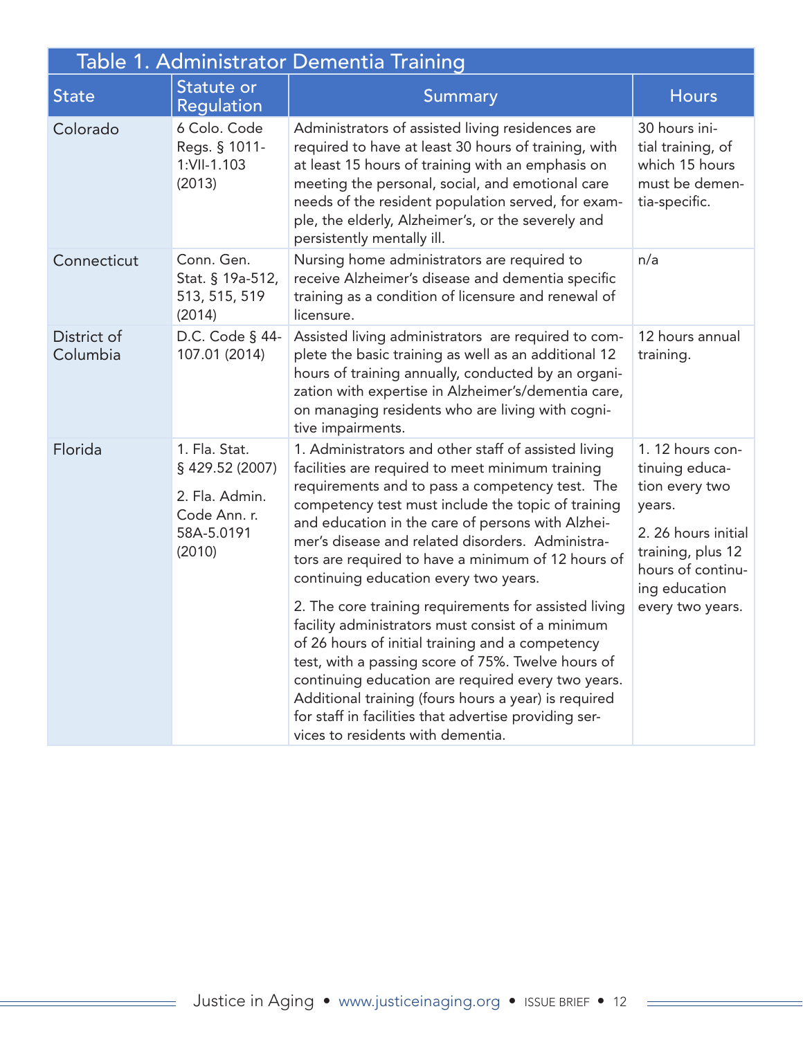## Table 1. Administrator Dementia Training

| State | Statute or Regulation | Summary | Hours |
|---|---|---|---|
| Colorado | 6 Colo. Code Regs. § 1011-1:VII-1.103 (2013) | Administrators of assisted living residences are required to have at least 30 hours of training, with at least 15 hours of training with an emphasis on meeting the personal, social, and emotional care needs of the resident population served, for example, the elderly, Alzheimer's, or the severely and persistently mentally ill. | 30 hours initial training, of which 15 hours must be dementia-specific. |
| Connecticut | Conn. Gen. Stat. § 19a-512, 513, 515, 519 (2014) | Nursing home administrators are required to receive Alzheimer's disease and dementia specific training as a condition of licensure and renewal of licensure. | n/a |
| District of Columbia | D.C. Code § 44-107.01 (2014) | Assisted living administrators are required to complete the basic training as well as an additional 12 hours of training annually, conducted by an organization with expertise in Alzheimer's/dementia care, on managing residents who are living with cognitive impairments. | 12 hours annual training. |
| Florida | 1. Fla. Stat. § 429.52 (2007)<br><br>2. Fla. Admin. Code Ann. r. 58A-5.0191 (2010) | 1. Administrators and other staff of assisted living facilities are required to meet minimum training requirements and to pass a competency test. The competency test must include the topic of training and education in the care of persons with Alzheimer's disease and related disorders. Administrators are required to have a minimum of 12 hours of continuing education every two years.<br><br>2. The core training requirements for assisted living facility administrators must consist of a minimum of 26 hours of initial training and a competency test, with a passing score of 75%. Twelve hours of continuing education are required every two years. Additional training (fours hours a year) is required for staff in facilities that advertise providing services to residents with dementia. | 1. 12 hours continuing education every two years.<br><br>2. 26 hours initial training, plus 12 hours of continuing education every two years. |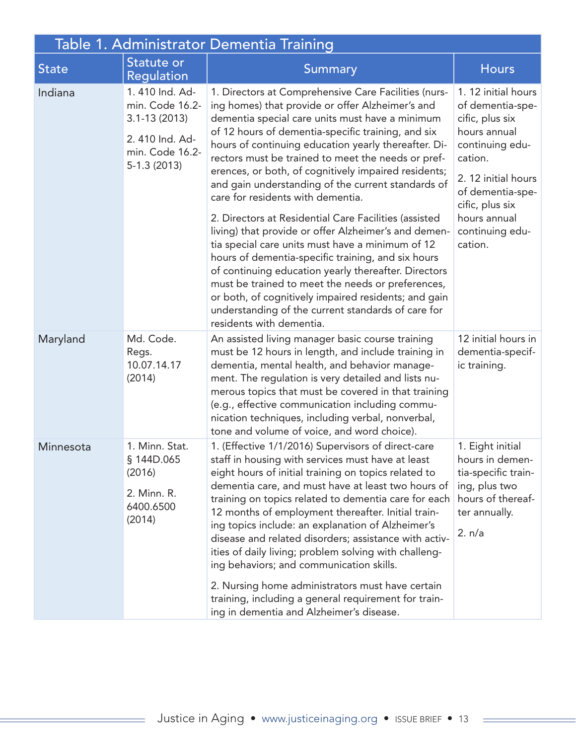## Table 1. Administrator Dementia Training

| State | Statute or Regulation | Summary | Hours |
|---|---|---|---|
| Indiana | 1. 410 Ind. Admin. Code 16.2-3.1-13 (2013)<br><br>2. 410 Ind. Admin. Code 16.2-5-1.3 (2013) | 1. Directors at Comprehensive Care Facilities (nursing homes) that provide or offer Alzheimer's and dementia special care units must have a minimum of 12 hours of dementia-specific training, and six hours of continuing education yearly thereafter. Directors must be trained to meet the needs or preferences, or both, of cognitively impaired residents; and gain understanding of the current standards of care for residents with dementia.<br><br>2. Directors at Residential Care Facilities (assisted living) that provide or offer Alzheimer's and dementia special care units must have a minimum of 12 hours of dementia-specific training, and six hours of continuing education yearly thereafter. Directors must be trained to meet the needs or preferences, or both, of cognitively impaired residents; and gain understanding of the current standards of care for residents with dementia. | 1. 12 initial hours of dementia-specific, plus six hours annual continuing education.<br><br>2. 12 initial hours of dementia-specific, plus six hours annual continuing education. |
| Maryland | Md. Code. Regs. 10.07.14.17 (2014) | An assisted living manager basic course training must be 12 hours in length, and include training in dementia, mental health, and behavior management. The regulation is very detailed and lists numerous topics that must be covered in that training (e.g., effective communication including communication techniques, including verbal, nonverbal, tone and volume of voice, and word choice). | 12 initial hours in dementia-specific training. |
| Minnesota | 1. Minn. Stat. § 144D.065 (2016)<br><br>2. Minn. R. 6400.6500 (2014) | 1. (Effective 1/1/2016) Supervisors of direct-care staff in housing with services must have at least eight hours of initial training on topics related to dementia care, and must have at least two hours of training on topics related to dementia care for each 12 months of employment thereafter. Initial training topics include: an explanation of Alzheimer's disease and related disorders; assistance with activities of daily living; problem solving with challenging behaviors; and communication skills.<br><br>2. Nursing home administrators must have certain training, including a general requirement for training in dementia and Alzheimer's disease. | 1. Eight initial hours in dementia-specific training, plus two hours of thereafter annually.<br><br>2. n/a |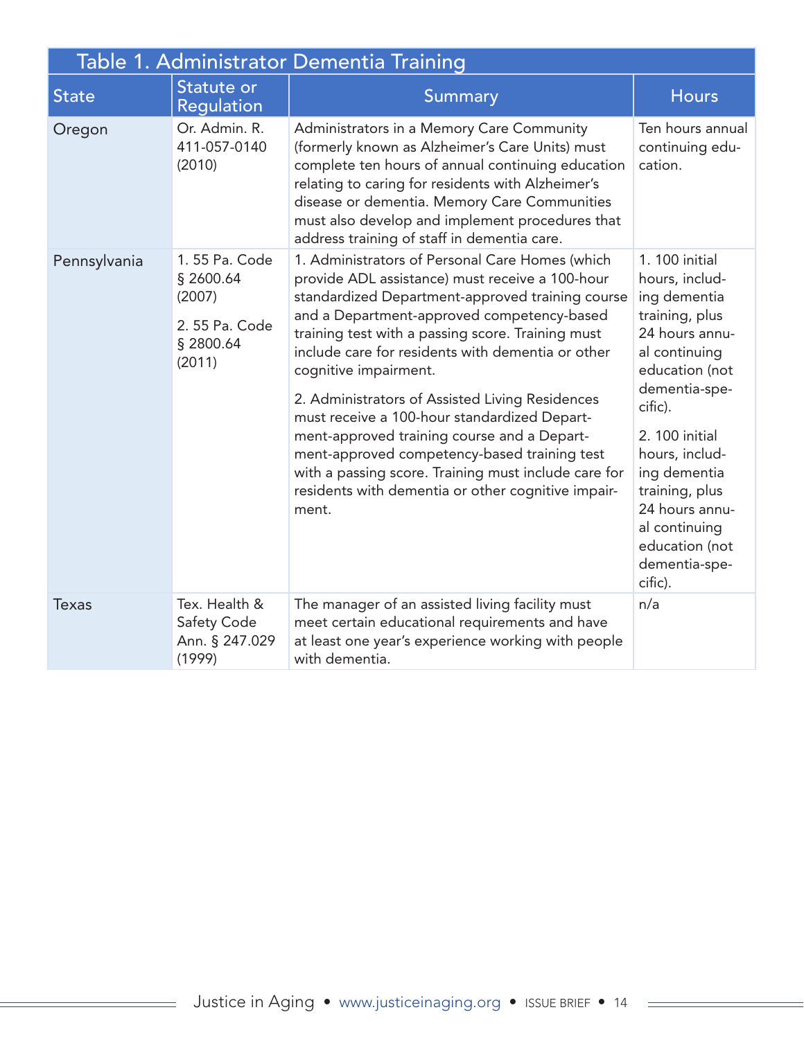| Table 1. Administrator Dementia Training | | | |
|---|---|---|---|
| **State** | **Statute or Regulation** | **Summary** | **Hours** |
| Oregon | Or. Admin. R. 411-057-0140 (2010) | Administrators in a Memory Care Community (formerly known as Alzheimer's Care Units) must complete ten hours of annual continuing education relating to caring for residents with Alzheimer's disease or dementia. Memory Care Communities must also develop and implement procedures that address training of staff in dementia care. | Ten hours annual continuing education. |
| Pennsylvania | 1. 55 Pa. Code § 2600.64 (2007)<br><br>2. 55 Pa. Code § 2800.64 (2011) | 1. Administrators of Personal Care Homes (which provide ADL assistance) must receive a 100-hour standardized Department-approved training course and a Department-approved competency-based training test with a passing score. Training must include care for residents with dementia or other cognitive impairment.<br><br>2. Administrators of Assisted Living Residences must receive a 100-hour standardized Department-approved training course and a Department-approved competency-based training test with a passing score. Training must include care for residents with dementia or other cognitive impairment. | 1. 100 initial hours, including dementia training, plus 24 hours annual continuing education (not dementia-specific).<br><br>2. 100 initial hours, including dementia training, plus 24 hours annual continuing education (not dementia-specific). |
| Texas | Tex. Health & Safety Code Ann. § 247.029 (1999) | The manager of an assisted living facility must meet certain educational requirements and have at least one year's experience working with people with dementia. | n/a |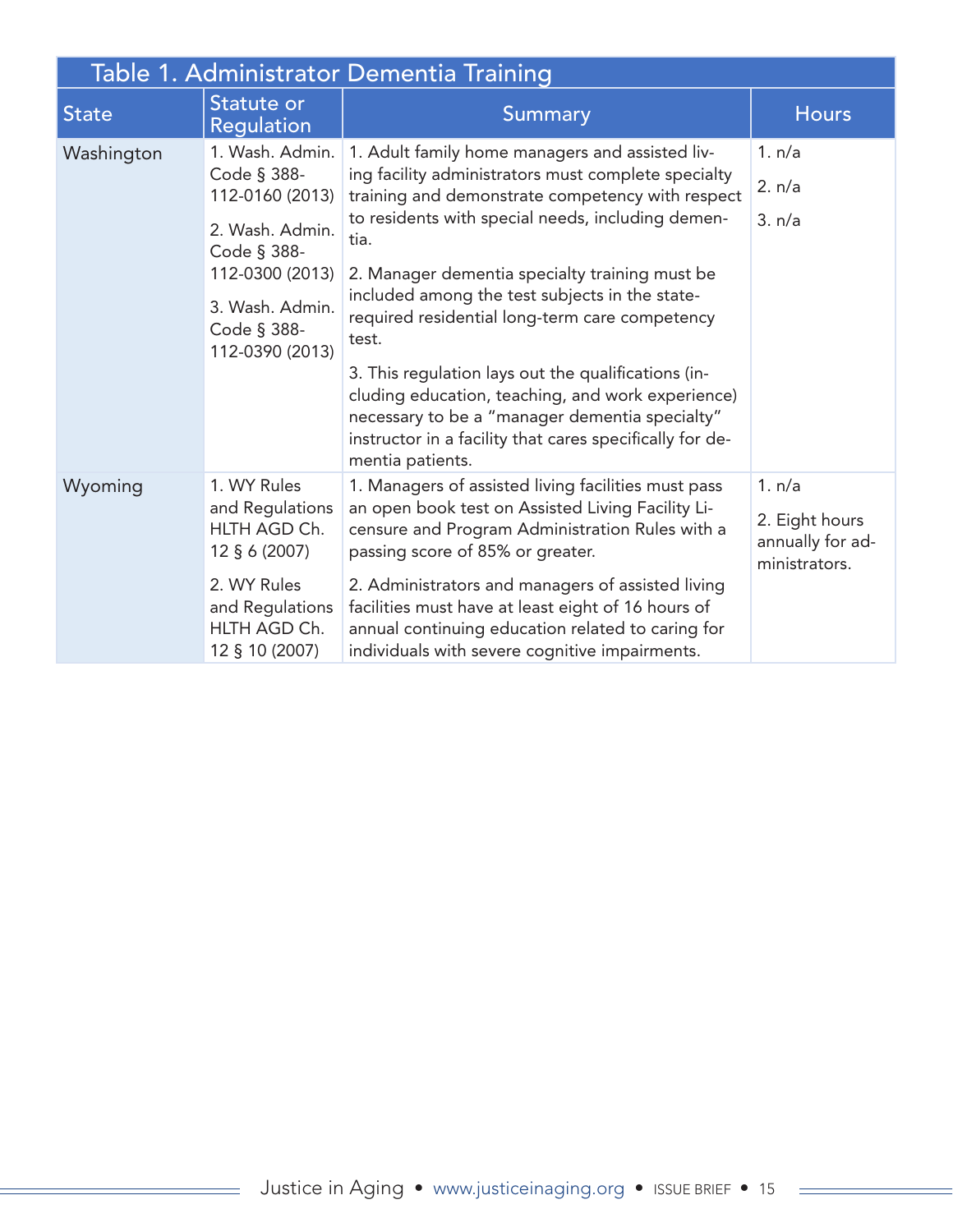**Table 1. Administrator Dementia Training**

| State | Statute or Regulation | Summary | Hours |
|---|---|---|---|
| Washington | 1. Wash. Admin. Code § 388-112-0160 (2013)<br><br>2. Wash. Admin. Code § 388-112-0300 (2013)<br><br>3. Wash. Admin. Code § 388-112-0390 (2013) | 1. Adult family home managers and assisted living facility administrators must complete specialty training and demonstrate competency with respect to residents with special needs, including dementia.<br><br>2. Manager dementia specialty training must be included among the test subjects in the state-required residential long-term care competency test.<br><br>3. This regulation lays out the qualifications (including education, teaching, and work experience) necessary to be a "manager dementia specialty" instructor in a facility that cares specifically for dementia patients. | 1. n/a<br><br>2. n/a<br><br>3. n/a |
| Wyoming | 1. WY Rules and Regulations HLTH AGD Ch. 12 § 6 (2007)<br><br>2. WY Rules and Regulations HLTH AGD Ch. 12 § 10 (2007) | 1. Managers of assisted living facilities must pass an open book test on Assisted Living Facility Licensure and Program Administration Rules with a passing score of 85% or greater.<br><br>2. Administrators and managers of assisted living facilities must have at least eight of 16 hours of annual continuing education related to caring for individuals with severe cognitive impairments. | 1. n/a<br><br>2. Eight hours annually for administrators. |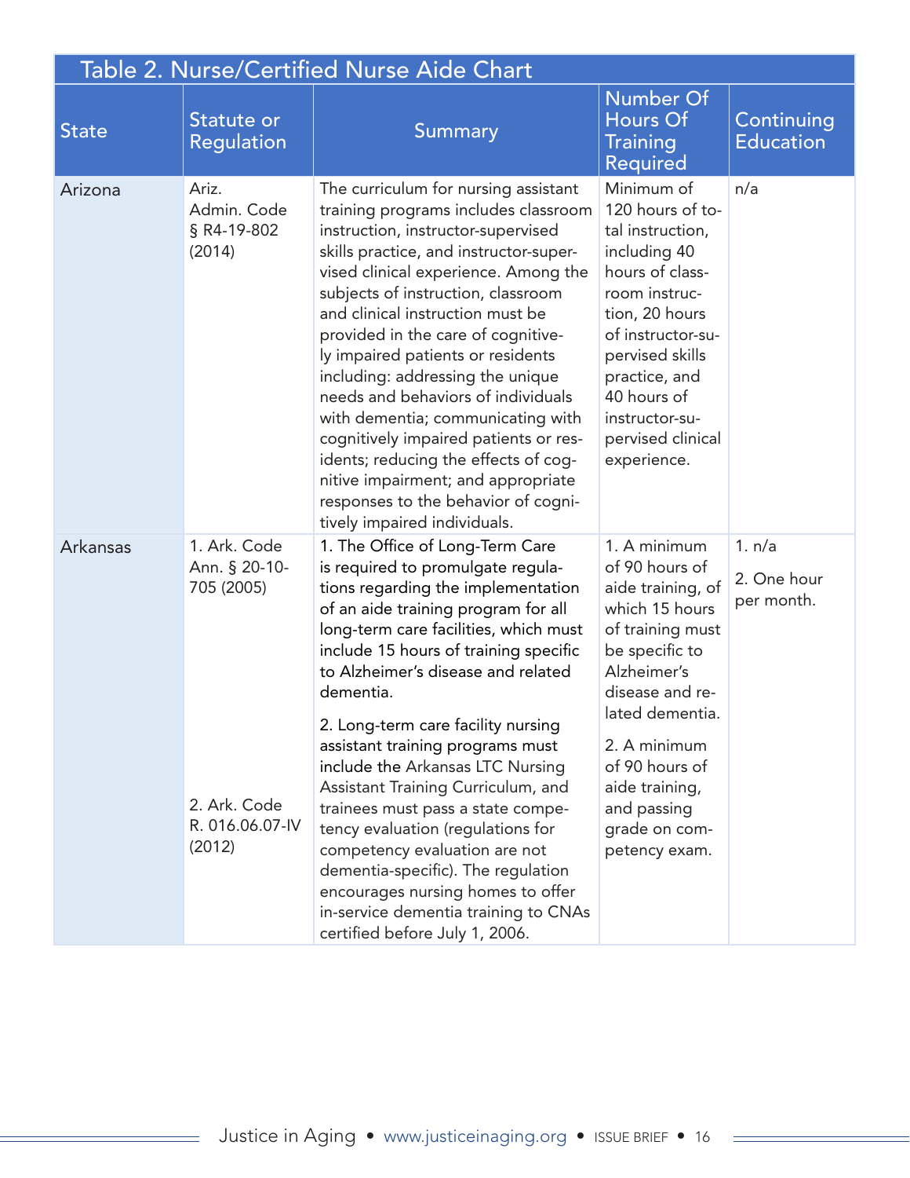## Table 2. Nurse/Certified Nurse Aide Chart

| State | Statute or Regulation | Summary | Number Of Hours Of Training Required | Continuing Education |
|---|---|---|---|---|
| Arizona | Ariz. Admin. Code § R4-19-802 (2014) | The curriculum for nursing assistant training programs includes classroom instruction, instructor-supervised skills practice, and instructor-supervised clinical experience. Among the subjects of instruction, classroom and clinical instruction must be provided in the care of cognitively impaired patients or residents including: addressing the unique needs and behaviors of individuals with dementia; communicating with cognitively impaired patients or residents; reducing the effects of cognitive impairment; and appropriate responses to the behavior of cognitively impaired individuals. | Minimum of 120 hours of total instruction, including 40 hours of classroom instruction, 20 hours of instructor-supervised skills practice, and 40 hours of instructor-supervised clinical experience. | n/a |
| Arkansas | 1. Ark. Code Ann. § 20-10-705 (2005)<br><br>2. Ark. Code R. 016.06.07-IV (2012) | 1. The Office of Long-Term Care is required to promulgate regulations regarding the implementation of an aide training program for all long-term care facilities, which must include 15 hours of training specific to Alzheimer's disease and related dementia.<br><br>2. Long-term care facility nursing assistant training programs must include the Arkansas LTC Nursing Assistant Training Curriculum, and trainees must pass a state competency evaluation (regulations for competency evaluation are not dementia-specific). The regulation encourages nursing homes to offer in-service dementia training to CNAs certified before July 1, 2006. | 1. A minimum of 90 hours of aide training, of which 15 hours of training must be specific to Alzheimer's disease and related dementia.<br><br>2. A minimum of 90 hours of aide training, and passing grade on competency exam. | 1. n/a<br><br>2. One hour per month. |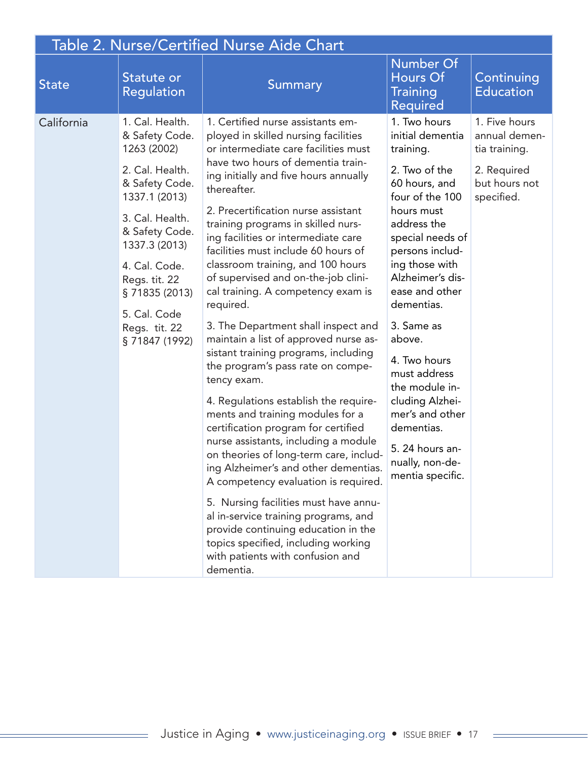## Table 2. Nurse/Certified Nurse Aide Chart

| State | Statute or Regulation | Summary | Number Of Hours Of Training Required | Continuing Education |
|---|---|---|---|---|
| California | 1. Cal. Health. & Safety Code. 1263 (2002)<br><br>2. Cal. Health. & Safety Code. 1337.1 (2013)<br><br>3. Cal. Health. & Safety Code. 1337.3 (2013)<br><br>4. Cal. Code. Regs. tit. 22 § 71835 (2013)<br><br>5. Cal. Code Regs. tit. 22 § 71847 (1992) | 1. Certified nurse assistants employed in skilled nursing facilities or intermediate care facilities must have two hours of dementia training initially and five hours annually thereafter.<br><br>2. Precertification nurse assistant training programs in skilled nursing facilities or intermediate care facilities must include 60 hours of classroom training, and 100 hours of supervised and on-the-job clinical training. A competency exam is required.<br><br>3. The Department shall inspect and maintain a list of approved nurse assistant training programs, including the program's pass rate on competency exam.<br><br>4. Regulations establish the requirements and training modules for a certification program for certified nurse assistants, including a module on theories of long-term care, including Alzheimer's and other dementias. A competency evaluation is required.<br><br>5. Nursing facilities must have annual in-service training programs, and provide continuing education in the topics specified, including working with patients with confusion and dementia. | 1. Two hours initial dementia training.<br><br>2. Two of the 60 hours, and four of the 100 hours must address the special needs of persons including those with Alzheimer's disease and other dementias.<br><br>3. Same as above.<br><br>4. Two hours must address the module including Alzheimer's and other dementias.<br><br>5. 24 hours annually, non-dementia specific. | 1. Five hours annual dementia training.<br><br>2. Required but hours not specified. |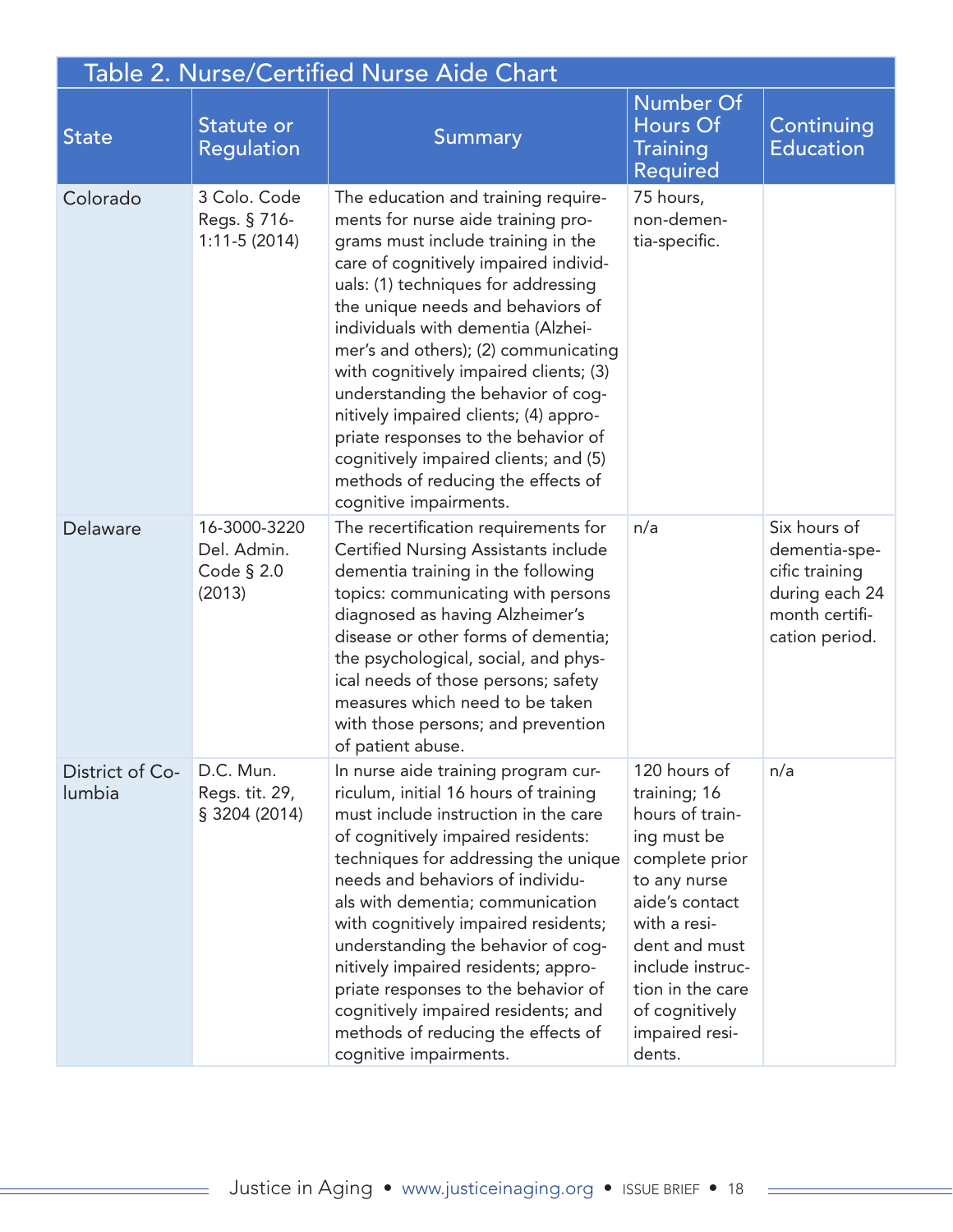## Table 2. Nurse/Certified Nurse Aide Chart

| State | Statute or Regulation | Summary | Number Of Hours Of Training Required | Continuing Education |
|---|---|---|---|---|
| Colorado | 3 Colo. Code Regs. § 716-1:11-5 (2014) | The education and training requirements for nurse aide training programs must include training in the care of cognitively impaired individuals: (1) techniques for addressing the unique needs and behaviors of individuals with dementia (Alzheimer's and others); (2) communicating with cognitively impaired clients; (3) understanding the behavior of cognitively impaired clients; (4) appropriate responses to the behavior of cognitively impaired clients; and (5) methods of reducing the effects of cognitive impairments. | 75 hours, non-dementia-specific. | |
| Delaware | 16-3000-3220 Del. Admin. Code § 2.0 (2013) | The recertification requirements for Certified Nursing Assistants include dementia training in the following topics: communicating with persons diagnosed as having Alzheimer's disease or other forms of dementia; the psychological, social, and physical needs of those persons; safety measures which need to be taken with those persons; and prevention of patient abuse. | n/a | Six hours of dementia-specific training during each 24 month certification period. |
| District of Columbia | D.C. Mun. Regs. tit. 29, § 3204 (2014) | In nurse aide training program curriculum, initial 16 hours of training must include instruction in the care of cognitively impaired residents: techniques for addressing the unique needs and behaviors of individuals with dementia; communication with cognitively impaired residents; understanding the behavior of cognitively impaired residents; appropriate responses to the behavior of cognitively impaired residents; and methods of reducing the effects of cognitive impairments. | 120 hours of training; 16 hours of training must be complete prior to any nurse aide's contact with a resident and must include instruction in the care of cognitively impaired residents. | n/a |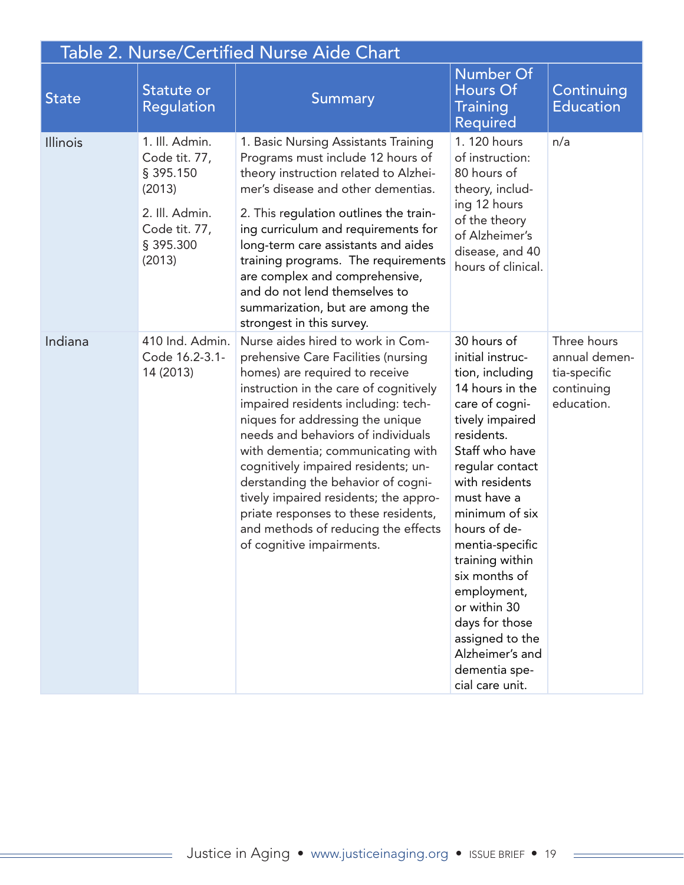## Table 2. Nurse/Certified Nurse Aide Chart

| State | Statute or Regulation | Summary | Number Of Hours Of Training Required | Continuing Education |
|---|---|---|---|---|
| Illinois | 1. Ill. Admin. Code tit. 77, § 395.150 (2013)<br>2. Ill. Admin. Code tit. 77, § 395.300 (2013) | 1. Basic Nursing Assistants Training Programs must include 12 hours of theory instruction related to Alzheimer's disease and other dementias.<br>2. This regulation outlines the training curriculum and requirements for long-term care assistants and aides training programs. The requirements are complex and comprehensive, and do not lend themselves to summarization, but are among the strongest in this survey. | 1. 120 hours of instruction: 80 hours of theory, including 12 hours of the theory of Alzheimer's disease, and 40 hours of clinical. | n/a |
| Indiana | 410 Ind. Admin. Code 16.2-3.1-14 (2013) | Nurse aides hired to work in Comprehensive Care Facilities (nursing homes) are required to receive instruction in the care of cognitively impaired residents including: techniques for addressing the unique needs and behaviors of individuals with dementia; communicating with cognitively impaired residents; understanding the behavior of cognitively impaired residents; the appropriate responses to these residents, and methods of reducing the effects of cognitive impairments. | 30 hours of initial instruction, including 14 hours in the care of cognitively impaired residents. Staff who have regular contact with residents must have a minimum of six hours of dementia-specific training within six months of employment, or within 30 days for those assigned to the Alzheimer's and dementia special care unit. | Three hours annual dementia-specific continuing education. |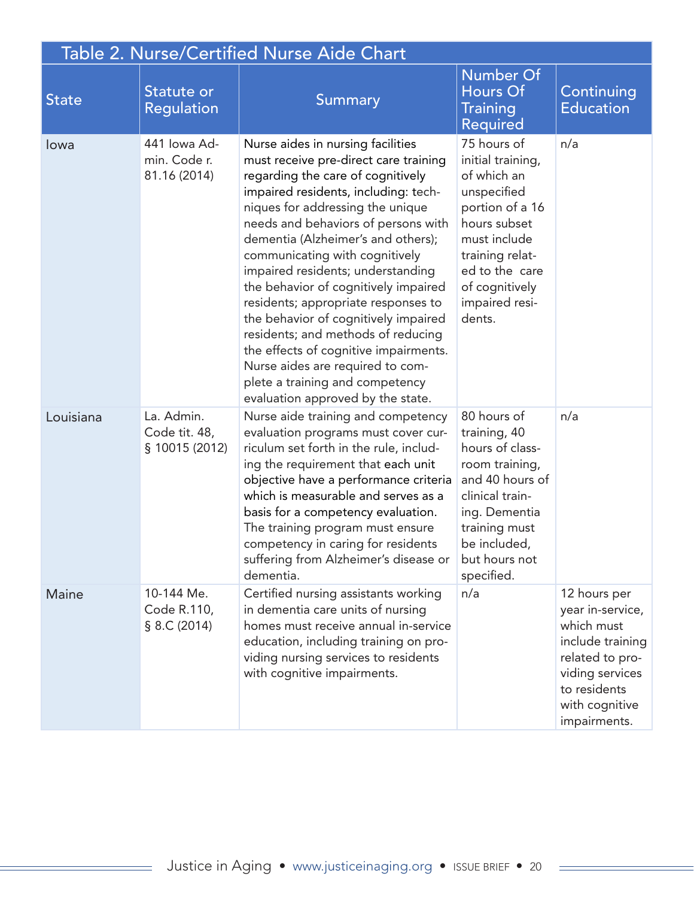## Table 2. Nurse/Certified Nurse Aide Chart

| State | Statute or Regulation | Summary | Number Of Hours Of Training Required | Continuing Education |
|---|---|---|---|---|
| Iowa | 441 Iowa Admin. Code r. 81.16 (2014) | Nurse aides in nursing facilities must receive pre-direct care training regarding the care of cognitively impaired residents, including: techniques for addressing the unique needs and behaviors of persons with dementia (Alzheimer's and others); communicating with cognitively impaired residents; understanding the behavior of cognitively impaired residents; appropriate responses to the behavior of cognitively impaired residents; and methods of reducing the effects of cognitive impairments. Nurse aides are required to complete a training and competency evaluation approved by the state. | 75 hours of initial training, of which an unspecified portion of a 16 hours subset must include training related to the care of cognitively impaired residents. | n/a |
| Louisiana | La. Admin. Code tit. 48, § 10015 (2012) | Nurse aide training and competency evaluation programs must cover curriculum set forth in the rule, including the requirement that each unit objective have a performance criteria which is measurable and serves as a basis for a competency evaluation. The training program must ensure competency in caring for residents suffering from Alzheimer's disease or dementia. | 80 hours of training, 40 hours of classroom training, and 40 hours of clinical training. Dementia training must be included, but hours not specified. | n/a |
| Maine | 10-144 Me. Code R.110, § 8.C (2014) | Certified nursing assistants working in dementia care units of nursing homes must receive annual in-service education, including training on providing nursing services to residents with cognitive impairments. | n/a | 12 hours per year in-service, which must include training related to providing services to residents with cognitive impairments. |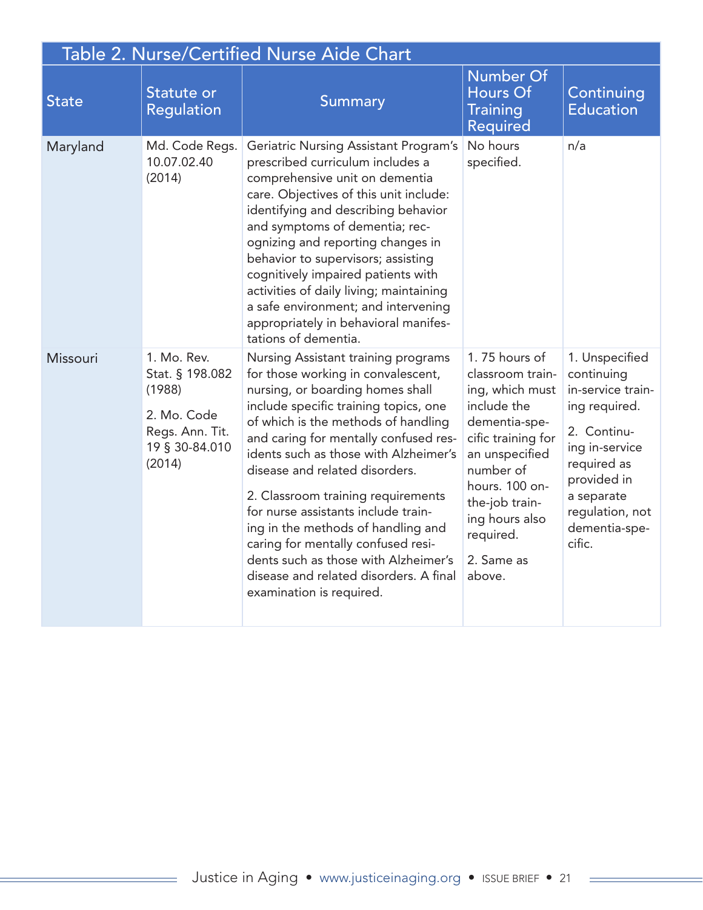## Table 2. Nurse/Certified Nurse Aide Chart

| State | Statute or Regulation | Summary | Number Of Hours Of Training Required | Continuing Education |
|---|---|---|---|---|
| Maryland | Md. Code Regs. 10.07.02.40 (2014) | Geriatric Nursing Assistant Program's prescribed curriculum includes a comprehensive unit on dementia care. Objectives of this unit include: identifying and describing behavior and symptoms of dementia; recognizing and reporting changes in behavior to supervisors; assisting cognitively impaired patients with activities of daily living; maintaining a safe environment; and intervening appropriately in behavioral manifestations of dementia. | No hours specified. | n/a |
| Missouri | 1. Mo. Rev. Stat. § 198.082 (1988)<br><br>2. Mo. Code Regs. Ann. Tit. 19 § 30-84.010 (2014) | 1. Nursing Assistant training programs for those working in convalescent, nursing, or boarding homes shall include specific training topics, one of which is the methods of handling and caring for mentally confused residents such as those with Alzheimer's disease and related disorders.<br><br>2. Classroom training requirements for nurse assistants include training in the methods of handling and caring for mentally confused residents such as those with Alzheimer's disease and related disorders. A final examination is required. | 1. 75 hours of classroom training, which must include the dementia-specific training for an unspecified number of hours. 100 on-the-job training hours also required.<br><br>2. Same as above. | 1. Unspecified continuing in-service training required.<br><br>2. Continuing in-service required as provided in a separate regulation, not dementia-specific. |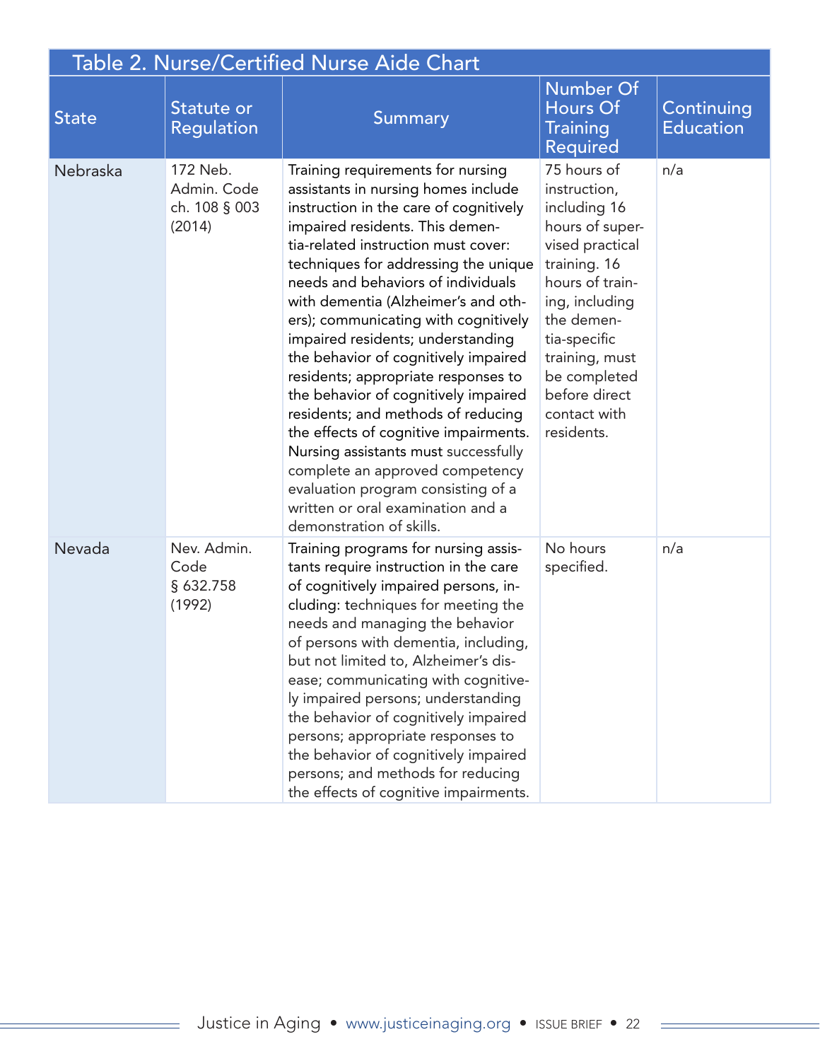### Table 2. Nurse/Certified Nurse Aide Chart

| State | Statute or Regulation | Summary | Number Of Hours Of Training Required | Continuing Education |
|---|---|---|---|---|
| Nebraska | 172 Neb. Admin. Code ch. 108 § 003 (2014) | Training requirements for nursing assistants in nursing homes include instruction in the care of cognitively impaired residents. This dementia-related instruction must cover: techniques for addressing the unique needs and behaviors of individuals with dementia (Alzheimer's and others); communicating with cognitively impaired residents; understanding the behavior of cognitively impaired residents; appropriate responses to the behavior of cognitively impaired residents; and methods of reducing the effects of cognitive impairments. Nursing assistants must successfully complete an approved competency evaluation program consisting of a written or oral examination and a demonstration of skills. | 75 hours of instruction, including 16 hours of supervised practical training. 16 hours of training, including the dementia-specific training, must be completed before direct contact with residents. | n/a |
| Nevada | Nev. Admin. Code § 632.758 (1992) | Training programs for nursing assistants require instruction in the care of cognitively impaired persons, including: techniques for meeting the needs and managing the behavior of persons with dementia, including, but not limited to, Alzheimer's disease; communicating with cognitively impaired persons; understanding the behavior of cognitively impaired persons; appropriate responses to the behavior of cognitively impaired persons; and methods for reducing the effects of cognitive impairments. | No hours specified. | n/a |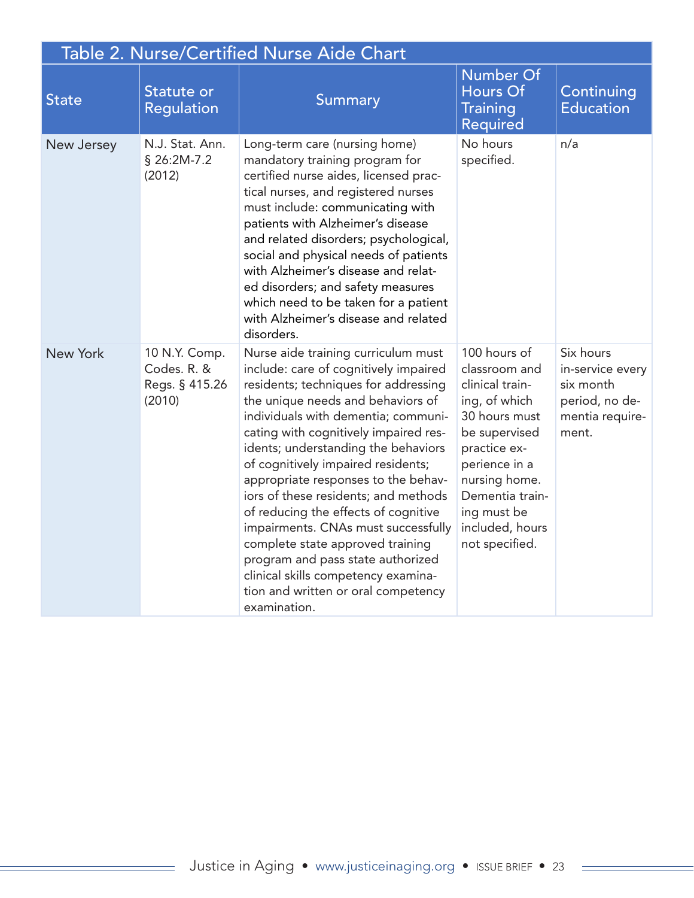## Table 2. Nurse/Certified Nurse Aide Chart

| State | Statute or Regulation | Summary | Number Of Hours Of Training Required | Continuing Education |
|---|---|---|---|---|
| New Jersey | N.J. Stat. Ann. § 26:2M-7.2 (2012) | Long-term care (nursing home) mandatory training program for certified nurse aides, licensed practical nurses, and registered nurses must include: communicating with patients with Alzheimer's disease and related disorders; psychological, social and physical needs of patients with Alzheimer's disease and related disorders; and safety measures which need to be taken for a patient with Alzheimer's disease and related disorders. | No hours specified. | n/a |
| New York | 10 N.Y. Comp. Codes. R. & Regs. § 415.26 (2010) | Nurse aide training curriculum must include: care of cognitively impaired residents; techniques for addressing the unique needs and behaviors of individuals with dementia; communicating with cognitively impaired residents; understanding the behaviors of cognitively impaired residents; appropriate responses to the behaviors of these residents; and methods of reducing the effects of cognitive impairments. CNAs must successfully complete state approved training program and pass state authorized clinical skills competency examination and written or oral competency examination. | 100 hours of classroom and clinical training, of which 30 hours must be supervised practice experience in a nursing home. Dementia training must be included, hours not specified. | Six hours in-service every six month period, no dementia requirement. |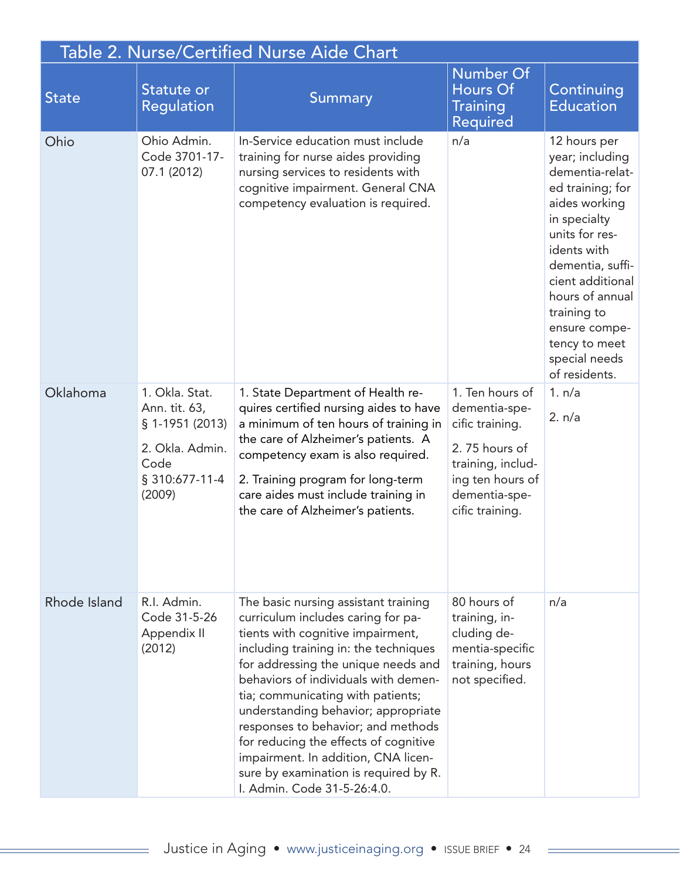## Table 2. Nurse/Certified Nurse Aide Chart

| State | Statute or Regulation | Summary | Number Of Hours Of Training Required | Continuing Education |
|---|---|---|---|---|
| Ohio | Ohio Admin. Code 3701-17-07.1 (2012) | In-Service education must include training for nurse aides providing nursing services to residents with cognitive impairment. General CNA competency evaluation is required. | n/a | 12 hours per year; including dementia-related training; for aides working in specialty units for residents with dementia, sufficient additional hours of annual training to ensure competency to meet special needs of residents. |
| Oklahoma | 1. Okla. Stat. Ann. tit. 63, § 1-1951 (2013)<br>2. Okla. Admin. Code § 310:677-11-4 (2009) | 1. State Department of Health requires certified nursing aides to have a minimum of ten hours of training in the care of Alzheimer's patients. A competency exam is also required.<br>2. Training program for long-term care aides must include training in the care of Alzheimer's patients. | 1. Ten hours of dementia-specific training.<br>2. 75 hours of training, including ten hours of dementia-specific training. | 1. n/a<br>2. n/a |
| Rhode Island | R.I. Admin. Code 31-5-26 Appendix II (2012) | The basic nursing assistant training curriculum includes caring for patients with cognitive impairment, including training in: the techniques for addressing the unique needs and behaviors of individuals with dementia; communicating with patients; understanding behavior; appropriate responses to behavior; and methods for reducing the effects of cognitive impairment. In addition, CNA licensure by examination is required by R. I. Admin. Code 31-5-26:4.0. | 80 hours of training, including dementia-specific training, hours not specified. | n/a |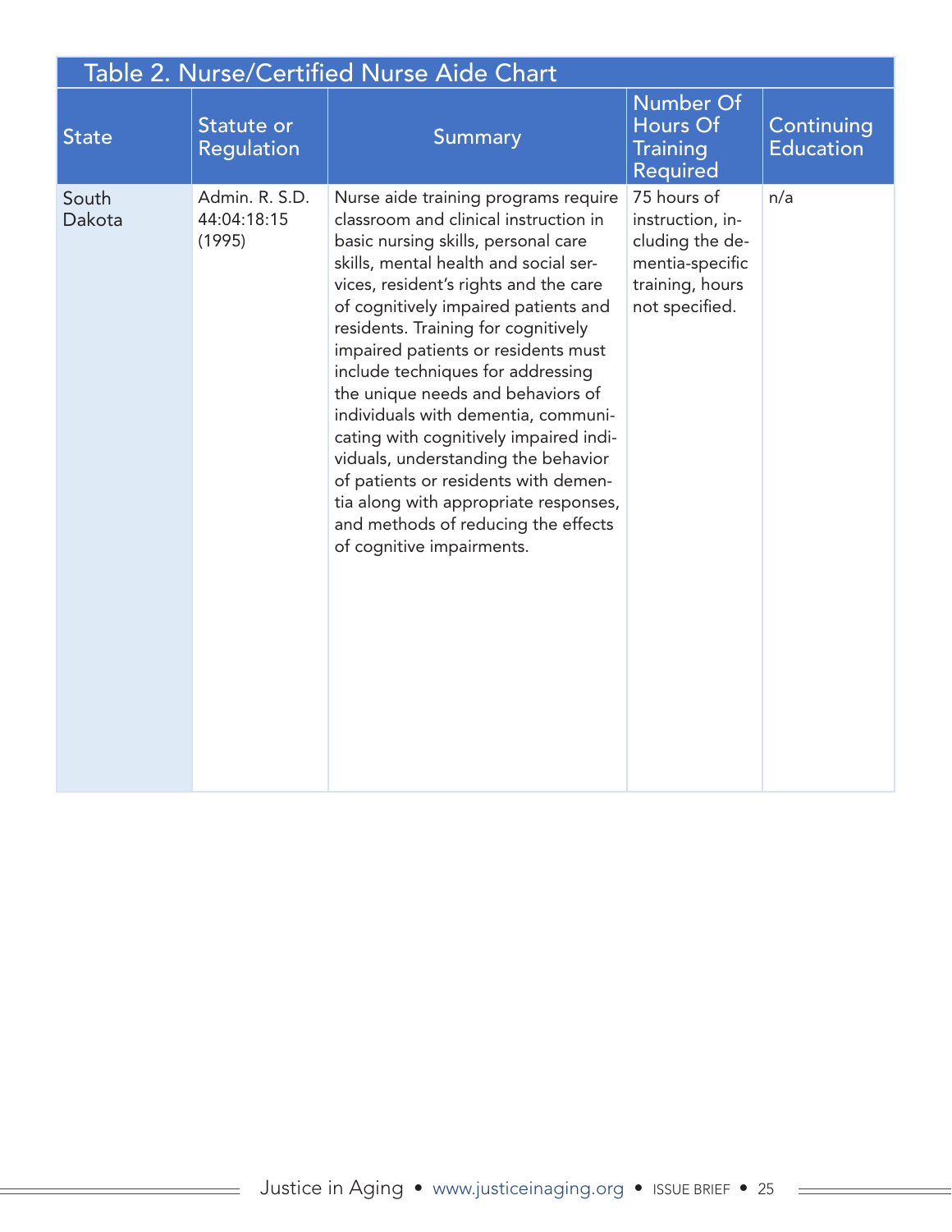## Table 2. Nurse/Certified Nurse Aide Chart

| State | Statute or Regulation | Summary | Number Of Hours Of Training Required | Continuing Education |
|---|---|---|---|---|
| South Dakota | Admin. R. S.D. 44:04:18:15 (1995) | Nurse aide training programs require classroom and clinical instruction in basic nursing skills, personal care skills, mental health and social services, resident's rights and the care of cognitively impaired patients and residents. Training for cognitively impaired patients or residents must include techniques for addressing the unique needs and behaviors of individuals with dementia, communicating with cognitively impaired individuals, understanding the behavior of patients or residents with dementia along with appropriate responses, and methods of reducing the effects of cognitive impairments. | 75 hours of instruction, including the dementia-specific training, hours not specified. | n/a |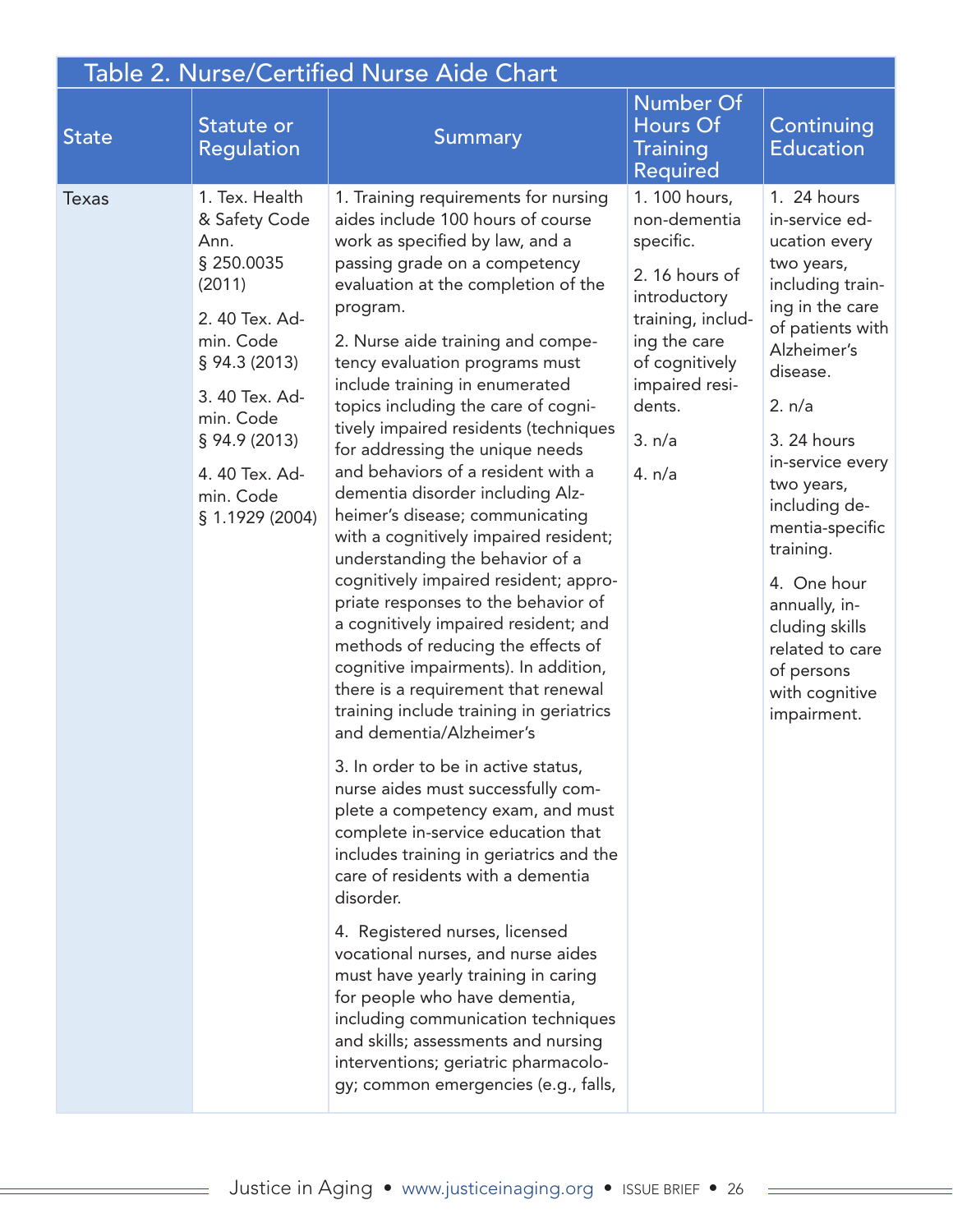## Table 2. Nurse/Certified Nurse Aide Chart

| State | Statute or Regulation | Summary | Number Of Hours Of Training Required | Continuing Education |
|---|---|---|---|---|
| Texas | 1. Tex. Health & Safety Code Ann. § 250.0035 (2011)<br><br>2. 40 Tex. Admin. Code § 94.3 (2013)<br><br>3. 40 Tex. Admin. Code § 94.9 (2013)<br><br>4. 40 Tex. Admin. Code § 1.1929 (2004) | 1. Training requirements for nursing aides include 100 hours of course work as specified by law, and a passing grade on a competency evaluation at the completion of the program.<br><br>2. Nurse aide training and competency evaluation programs must include training in enumerated topics including the care of cognitively impaired residents (techniques for addressing the unique needs and behaviors of a resident with a dementia disorder including Alzheimer's disease; communicating with a cognitively impaired resident; understanding the behavior of a cognitively impaired resident; appropriate responses to the behavior of a cognitively impaired resident; and methods of reducing the effects of cognitive impairments). In addition, there is a requirement that renewal training include training in geriatrics and dementia/Alzheimer's<br><br>3. In order to be in active status, nurse aides must successfully complete a competency exam, and must complete in-service education that includes training in geriatrics and the care of residents with a dementia disorder.<br><br>4. Registered nurses, licensed vocational nurses, and nurse aides must have yearly training in caring for people who have dementia, including communication techniques and skills; assessments and nursing interventions; geriatric pharmacology; common emergencies (e.g., falls, | 1. 100 hours, non-dementia specific.<br><br>2. 16 hours of introductory training, including the care of cognitively impaired residents.<br><br>3. n/a<br><br>4. n/a | 1. 24 hours in-service education every two years, including training in the care of patients with Alzheimer's disease.<br><br>2. n/a<br><br>3. 24 hours in-service every two years, including dementia-specific training.<br><br>4. One hour annually, including skills related to care of persons with cognitive impairment. |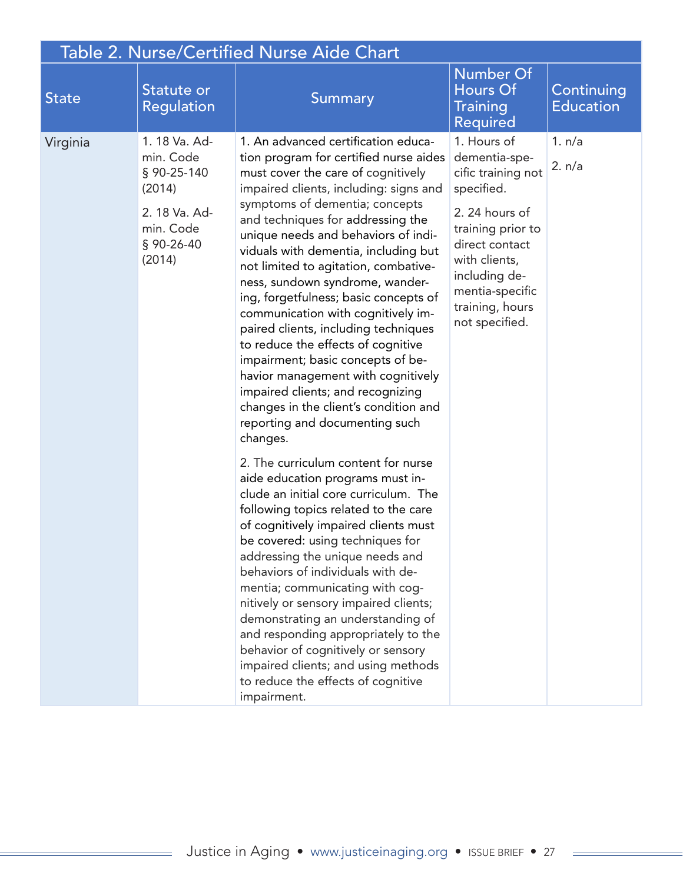## Table 2. Nurse/Certified Nurse Aide Chart

| State | Statute or Regulation | Summary | Number Of Hours Of Training Required | Continuing Education |
|---|---|---|---|---|
| Virginia | 1. 18 Va. Admin. Code § 90-25-140 (2014)<br><br>2. 18 Va. Admin. Code § 90-26-40 (2014) | 1. An advanced certification education program for certified nurse aides must cover the care of cognitively impaired clients, including: signs and symptoms of dementia; concepts and techniques for addressing the unique needs and behaviors of individuals with dementia, including but not limited to agitation, combativeness, sundown syndrome, wandering, forgetfulness; basic concepts of communication with cognitively impaired clients, including techniques to reduce the effects of cognitive impairment; basic concepts of behavior management with cognitively impaired clients; and recognizing changes in the client's condition and reporting and documenting such changes.<br><br>2. The curriculum content for nurse aide education programs must include an initial core curriculum. The following topics related to the care of cognitively impaired clients must be covered: using techniques for addressing the unique needs and behaviors of individuals with dementia; communicating with cognitively or sensory impaired clients; demonstrating an understanding of and responding appropriately to the behavior of cognitively or sensory impaired clients; and using methods to reduce the effects of cognitive impairment. | 1. Hours of dementia-specific training not specified.<br><br>2. 24 hours of training prior to direct contact with clients, including dementia-specific training, hours not specified. | 1. n/a<br><br>2. n/a |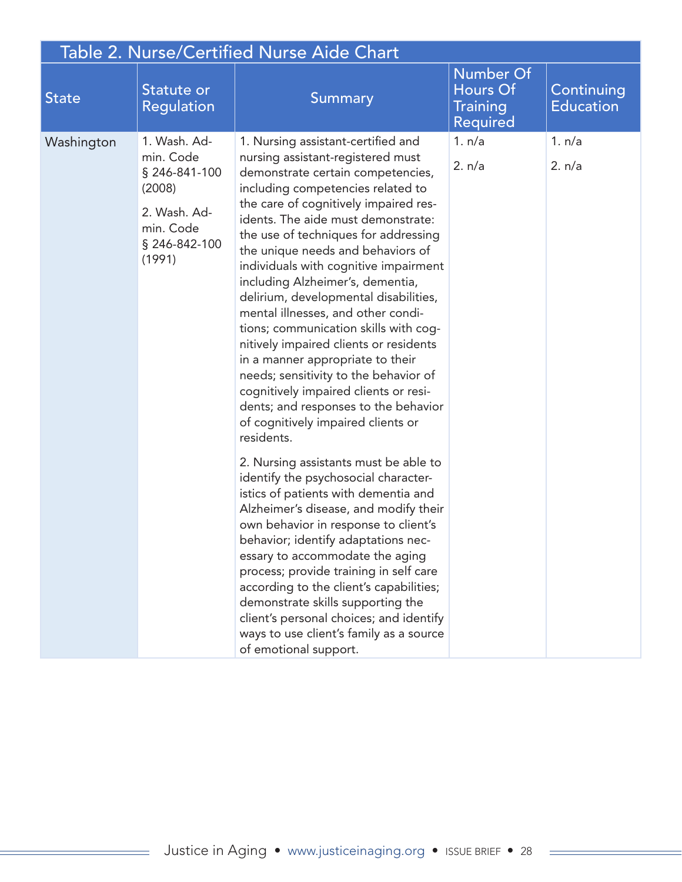## Table 2. Nurse/Certified Nurse Aide Chart

| State | Statute or Regulation | Summary | Number Of Hours Of Training Required | Continuing Education |
|---|---|---|---|---|
| Washington | 1. Wash. Admin. Code § 246-841-100 (2008)<br><br>2. Wash. Admin. Code § 246-842-100 (1991) | 1. Nursing assistant-certified and nursing assistant-registered must demonstrate certain competencies, including competencies related to the care of cognitively impaired residents. The aide must demonstrate: the use of techniques for addressing the unique needs and behaviors of individuals with cognitive impairment including Alzheimer's, dementia, delirium, developmental disabilities, mental illnesses, and other conditions; communication skills with cognitively impaired clients or residents in a manner appropriate to their needs; sensitivity to the behavior of cognitively impaired clients or residents; and responses to the behavior of cognitively impaired clients or residents.<br><br>2. Nursing assistants must be able to identify the psychosocial characteristics of patients with dementia and Alzheimer's disease, and modify their own behavior in response to client's behavior; identify adaptations necessary to accommodate the aging process; provide training in self care according to the client's capabilities; demonstrate skills supporting the client's personal choices; and identify ways to use client's family as a source of emotional support. | 1. n/a<br><br>2. n/a | 1. n/a<br><br>2. n/a |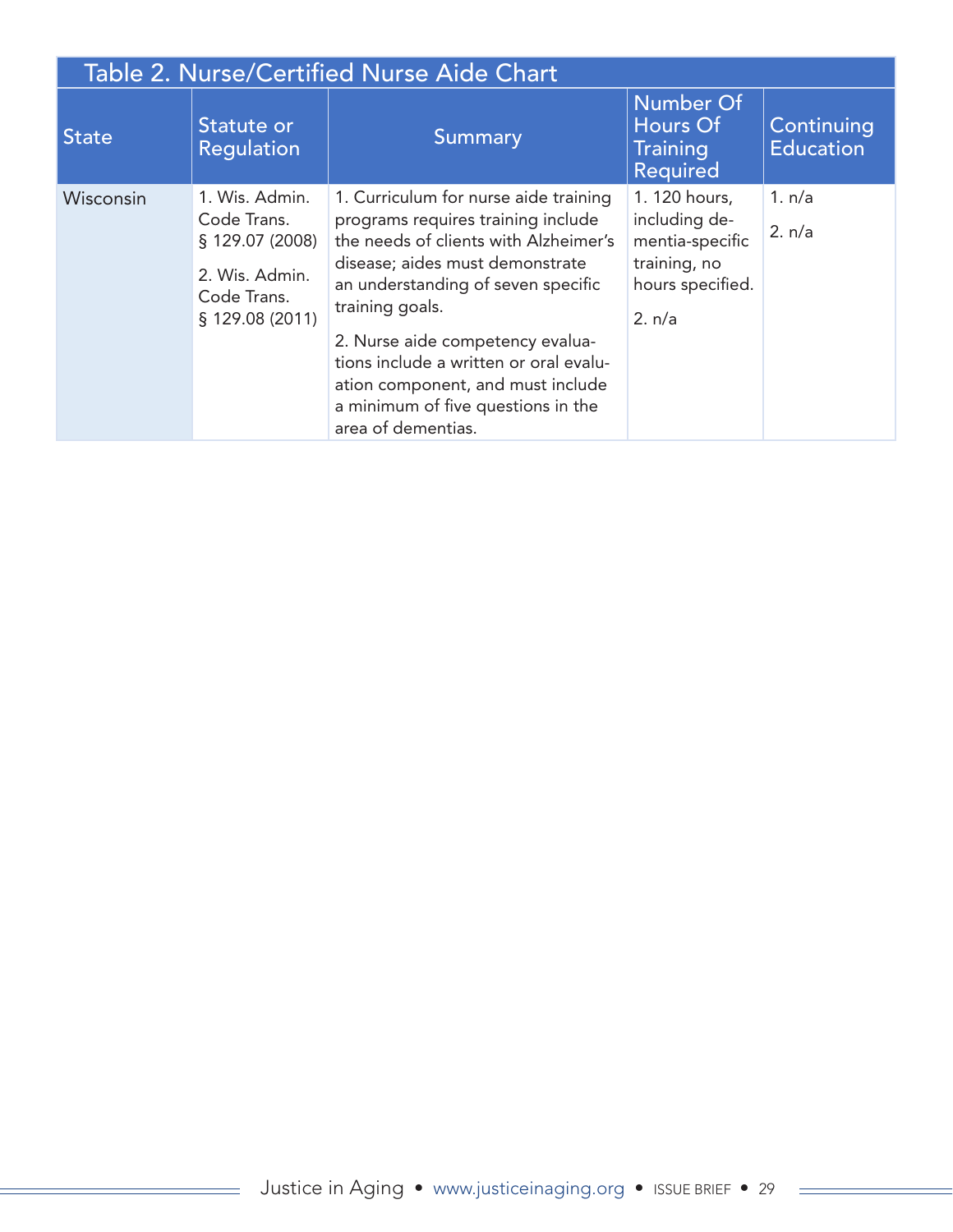## Table 2. Nurse/Certified Nurse Aide Chart

| State | Statute or Regulation | Summary | Number Of Hours Of Training Required | Continuing Education |
|---|---|---|---|---|
| Wisconsin | 1. Wis. Admin. Code Trans. § 129.07 (2008)<br><br>2. Wis. Admin. Code Trans. § 129.08 (2011) | 1. Curriculum for nurse aide training programs requires training include the needs of clients with Alzheimer's disease; aides must demonstrate an understanding of seven specific training goals.<br><br>2. Nurse aide competency evaluations include a written or oral evaluation component, and must include a minimum of five questions in the area of dementias. | 1. 120 hours, including dementia-specific training, no hours specified.<br><br>2. n/a | 1. n/a<br><br>2. n/a |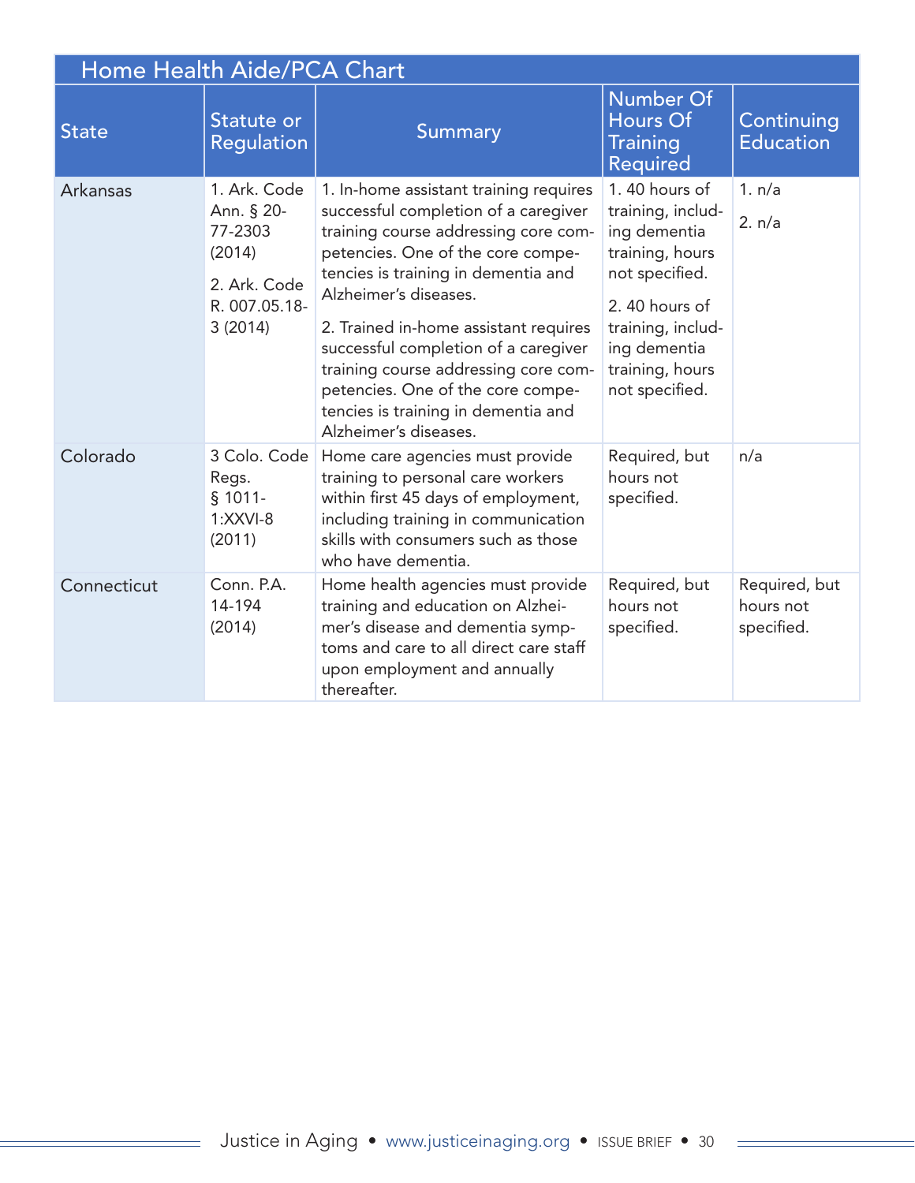## Home Health Aide/PCA Chart

| State | Statute or Regulation | Summary | Number Of Hours Of Training Required | Continuing Education |
|---|---|---|---|---|
| Arkansas | 1. Ark. Code Ann. § 20-77-2303 (2014)<br>2. Ark. Code R. 007.05.18-3 (2014) | 1. In-home assistant training requires successful completion of a caregiver training course addressing core competencies. One of the core competencies is training in dementia and Alzheimer's diseases.<br>2. Trained in-home assistant requires successful completion of a caregiver training course addressing core competencies. One of the core competencies is training in dementia and Alzheimer's diseases. | 1. 40 hours of training, including dementia training, hours not specified.<br>2. 40 hours of training, including dementia training, hours not specified. | 1. n/a<br>2. n/a |
| Colorado | 3 Colo. Code Regs. § 1011-1:XXVI-8 (2011) | Home care agencies must provide training to personal care workers within first 45 days of employment, including training in communication skills with consumers such as those who have dementia. | Required, but hours not specified. | n/a |
| Connecticut | Conn. P.A. 14-194 (2014) | Home health agencies must provide training and education on Alzheimer's disease and dementia symptoms and care to all direct care staff upon employment and annually thereafter. | Required, but hours not specified. | Required, but hours not specified. |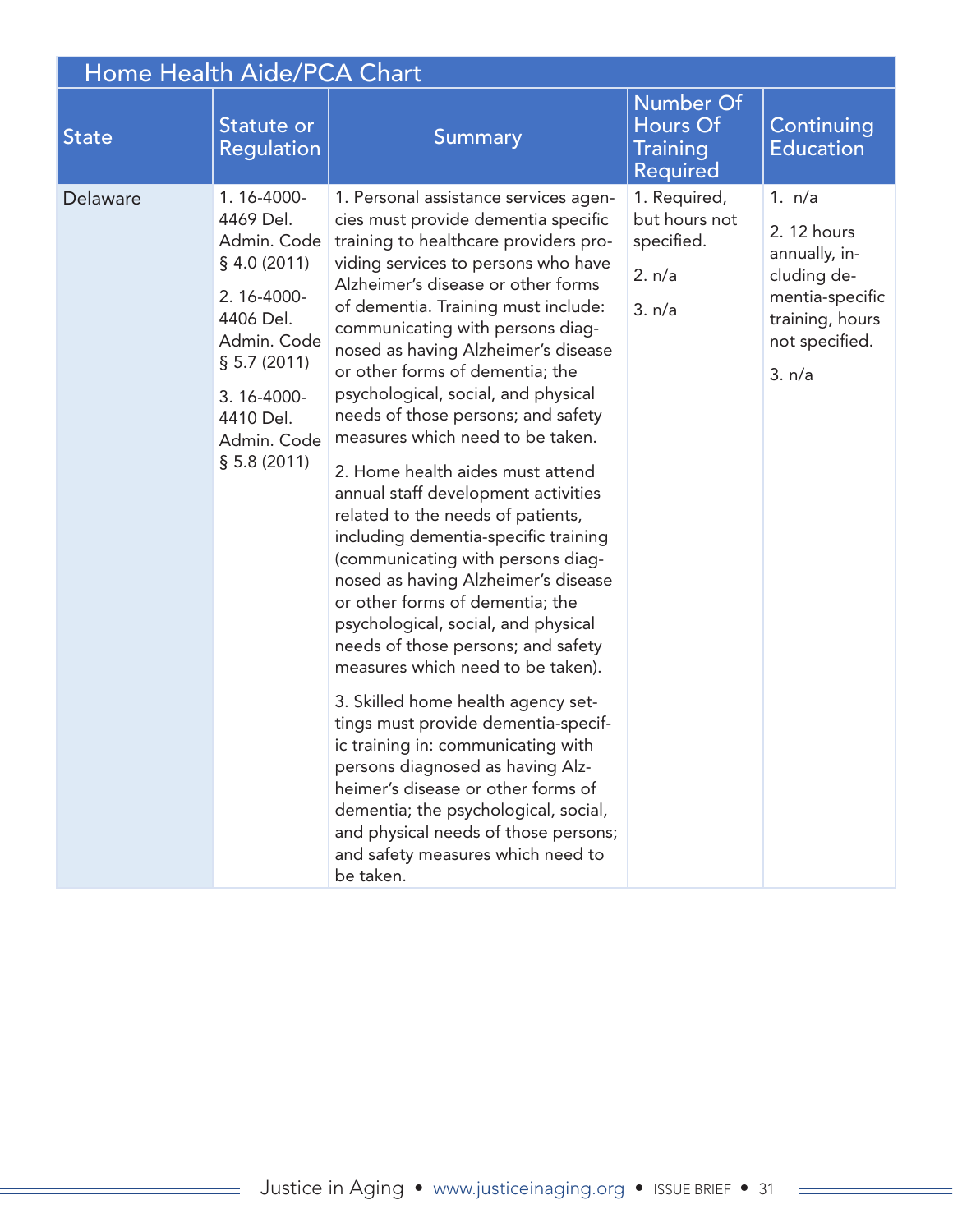## Home Health Aide/PCA Chart

| State | Statute or Regulation | Summary | Number Of Hours Of Training Required | Continuing Education |
|---|---|---|---|---|
| Delaware | 1. 16-4000-4469 Del. Admin. Code § 4.0 (2011)<br><br>2. 16-4000-4406 Del. Admin. Code § 5.7 (2011)<br><br>3. 16-4000-4410 Del. Admin. Code § 5.8 (2011) | 1. Personal assistance services agencies must provide dementia specific training to healthcare providers providing services to persons who have Alzheimer's disease or other forms of dementia. Training must include: communicating with persons diagnosed as having Alzheimer's disease or other forms of dementia; the psychological, social, and physical needs of those persons; and safety measures which need to be taken.<br><br>2. Home health aides must attend annual staff development activities related to the needs of patients, including dementia-specific training (communicating with persons diagnosed as having Alzheimer's disease or other forms of dementia; the psychological, social, and physical needs of those persons; and safety measures which need to be taken).<br><br>3. Skilled home health agency settings must provide dementia-specific training in: communicating with persons diagnosed as having Alzheimer's disease or other forms of dementia; the psychological, social, and physical needs of those persons; and safety measures which need to be taken. | 1. Required, but hours not specified.<br><br>2. n/a<br><br>3. n/a | 1. n/a<br><br>2. 12 hours annually, including dementia-specific training, hours not specified.<br><br>3. n/a |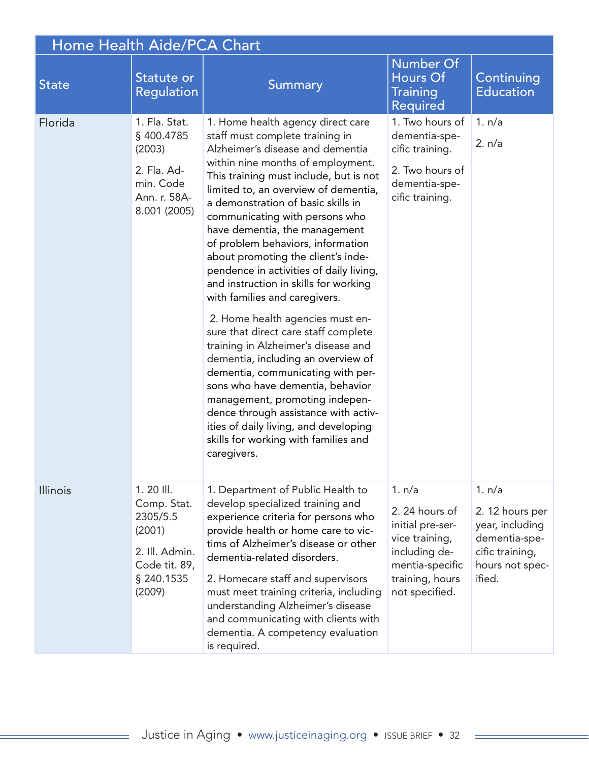## Home Health Aide/PCA Chart

| State | Statute or Regulation | Summary | Number Of Hours Of Training Required | Continuing Education |
|---|---|---|---|---|
| Florida | 1. Fla. Stat. § 400.4785 (2003)<br><br>2. Fla. Admin. Code Ann. r. 58A-8.001 (2005) | 1. Home health agency direct care staff must complete training in Alzheimer's disease and dementia within nine months of employment. This training must include, but is not limited to, an overview of dementia, a demonstration of basic skills in communicating with persons who have dementia, the management of problem behaviors, information about promoting the client's independence in activities of daily living, and instruction in skills for working with families and caregivers.<br><br>2. Home health agencies must ensure that direct care staff complete training in Alzheimer's disease and dementia, including an overview of dementia, communicating with persons who have dementia, behavior management, promoting independence through assistance with activities of daily living, and developing skills for working with families and caregivers. | 1. Two hours of dementia-specific training.<br><br>2. Two hours of dementia-specific training. | 1. n/a<br><br>2. n/a |
| Illinois | 1. 20 Ill. Comp. Stat. 2305/5.5 (2001)<br><br>2. Ill. Admin. Code tit. 89, § 240.1535 (2009) | 1. Department of Public Health to develop specialized training and experience criteria for persons who provide health or home care to victims of Alzheimer's disease or other dementia-related disorders.<br><br>2. Homecare staff and supervisors must meet training criteria, including understanding Alzheimer's disease and communicating with clients with dementia. A competency evaluation is required. | 1. n/a<br><br>2. 24 hours of initial pre-service training, including dementia-specific training, hours not specified. | 1. n/a<br><br>2. 12 hours per year, including dementia-specific training, hours not specified. |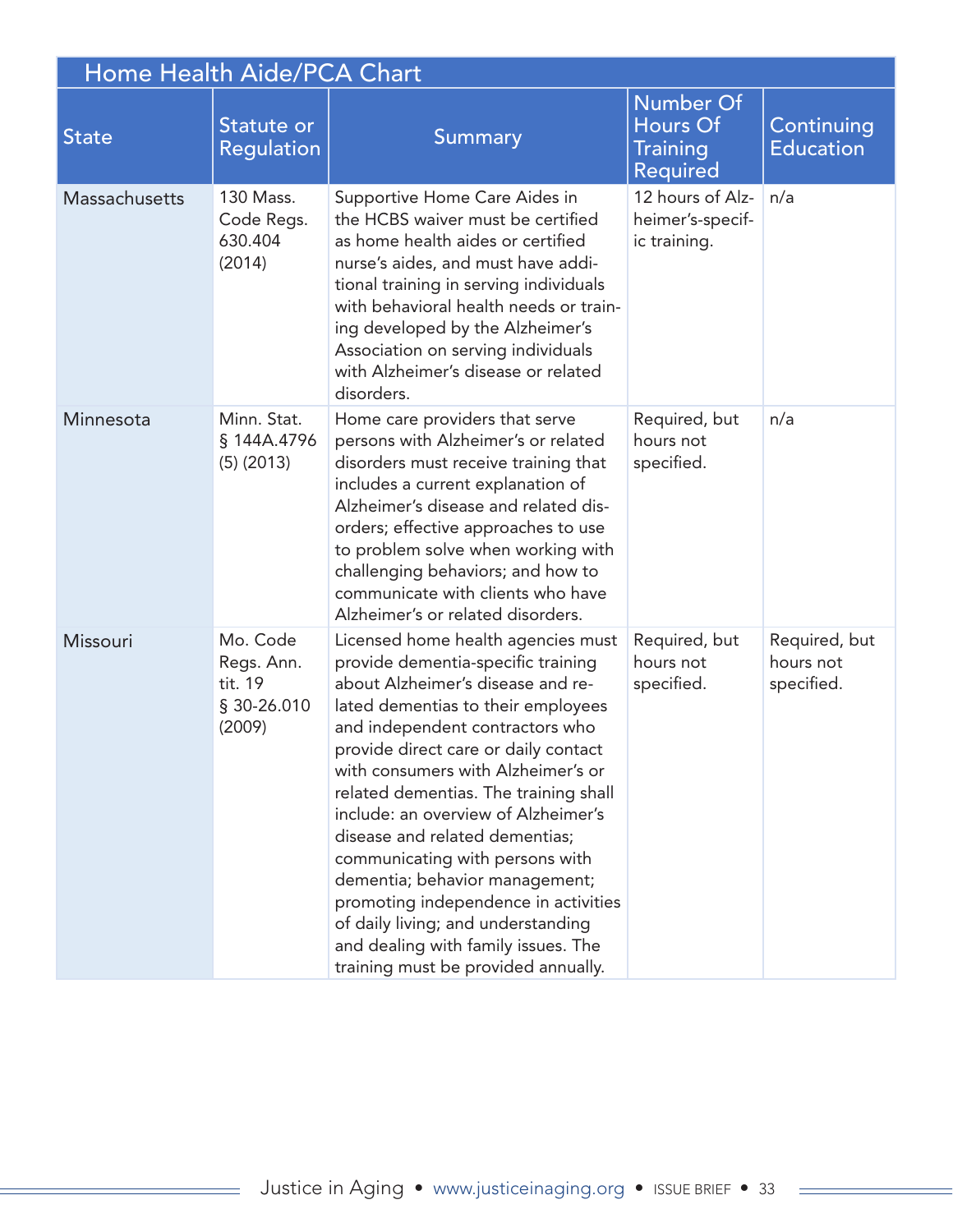## Home Health Aide/PCA Chart

| State | Statute or Regulation | Summary | Number Of Hours Of Training Required | Continuing Education |
|---|---|---|---|---|
| Massachusetts | 130 Mass. Code Regs. 630.404 (2014) | Supportive Home Care Aides in the HCBS waiver must be certified as home health aides or certified nurse's aides, and must have additional training in serving individuals with behavioral health needs or training developed by the Alzheimer's Association on serving individuals with Alzheimer's disease or related disorders. | 12 hours of Alzheimer's-specific training. | n/a |
| Minnesota | Minn. Stat. § 144A.4796 (5) (2013) | Home care providers that serve persons with Alzheimer's or related disorders must receive training that includes a current explanation of Alzheimer's disease and related disorders; effective approaches to use to problem solve when working with challenging behaviors; and how to communicate with clients who have Alzheimer's or related disorders. | Required, but hours not specified. | n/a |
| Missouri | Mo. Code Regs. Ann. tit. 19 § 30-26.010 (2009) | Licensed home health agencies must provide dementia-specific training about Alzheimer's disease and related dementias to their employees and independent contractors who provide direct care or daily contact with consumers with Alzheimer's or related dementias. The training shall include: an overview of Alzheimer's disease and related dementias; communicating with persons with dementia; behavior management; promoting independence in activities of daily living; and understanding and dealing with family issues. The training must be provided annually. | Required, but hours not specified. | Required, but hours not specified. |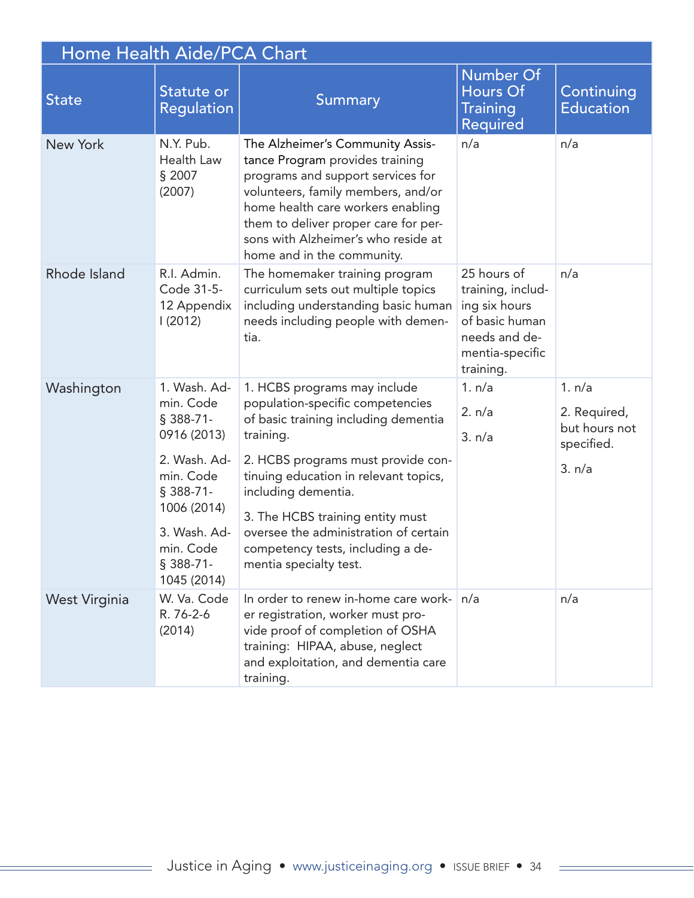## Home Health Aide/PCA Chart

| State | Statute or Regulation | Summary | Number Of Hours Of Training Required | Continuing Education |
|---|---|---|---|---|
| New York | N.Y. Pub. Health Law § 2007 (2007) | The Alzheimer's Community Assistance Program provides training programs and support services for volunteers, family members, and/or home health care workers enabling them to deliver proper care for persons with Alzheimer's who reside at home and in the community. | n/a | n/a |
| Rhode Island | R.I. Admin. Code 31-5-12 Appendix I (2012) | The homemaker training program curriculum sets out multiple topics including understanding basic human needs including people with dementia. | 25 hours of training, including six hours of basic human needs and dementia-specific training. | n/a |
| Washington | 1. Wash. Admin. Code § 388-71-0916 (2013)<br>2. Wash. Admin. Code § 388-71-1006 (2014)<br>3. Wash. Admin. Code § 388-71-1045 (2014) | 1. HCBS programs may include population-specific competencies of basic training including dementia training.<br>2. HCBS programs must provide continuing education in relevant topics, including dementia.<br>3. The HCBS training entity must oversee the administration of certain competency tests, including a dementia specialty test. | 1. n/a<br>2. n/a<br>3. n/a | 1. n/a<br>2. Required, but hours not specified.<br>3. n/a |
| West Virginia | W. Va. Code R. 76-2-6 (2014) | In order to renew in-home care worker registration, worker must provide proof of completion of OSHA training: HIPAA, abuse, neglect and exploitation, and dementia care training. | n/a | n/a |